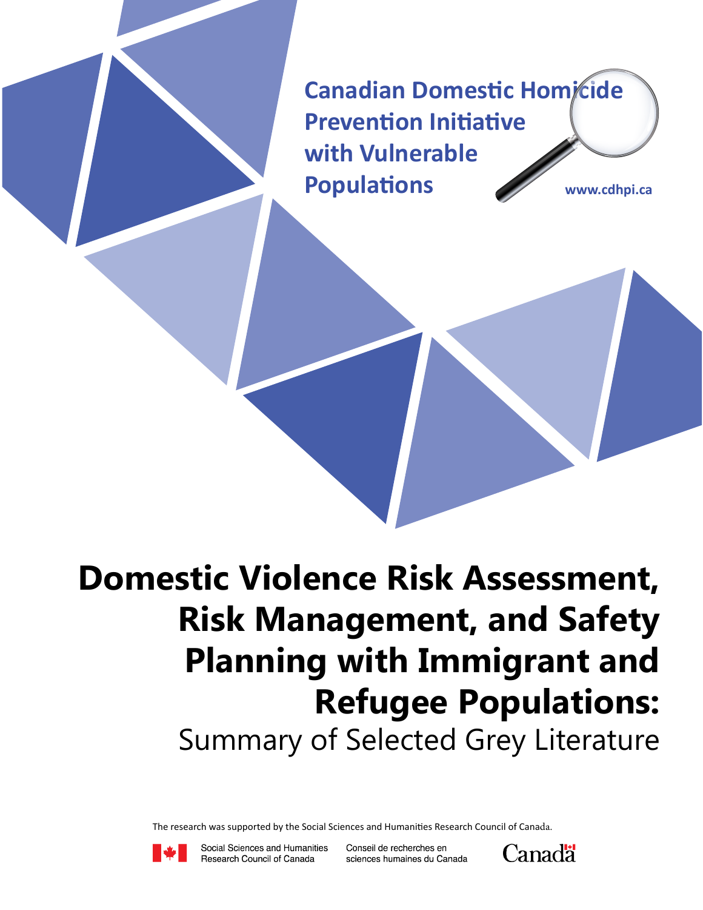Canadian Domestic Homicide Prevention Initiative with Vulnerable Populations

www.cdhpi.ca

# Domestic Violence Risk Assessment, Risk Management, and Safety Planning with Immigrant and Refugee Populations:

## Summary of Selected Grey Literature

The research was supported by the Social Sciences and Humanities Research Council of Canada.

Social Sciences and Humanities Research Council of Canada

Conseil de recherches en sciences humaines du Canada

Canada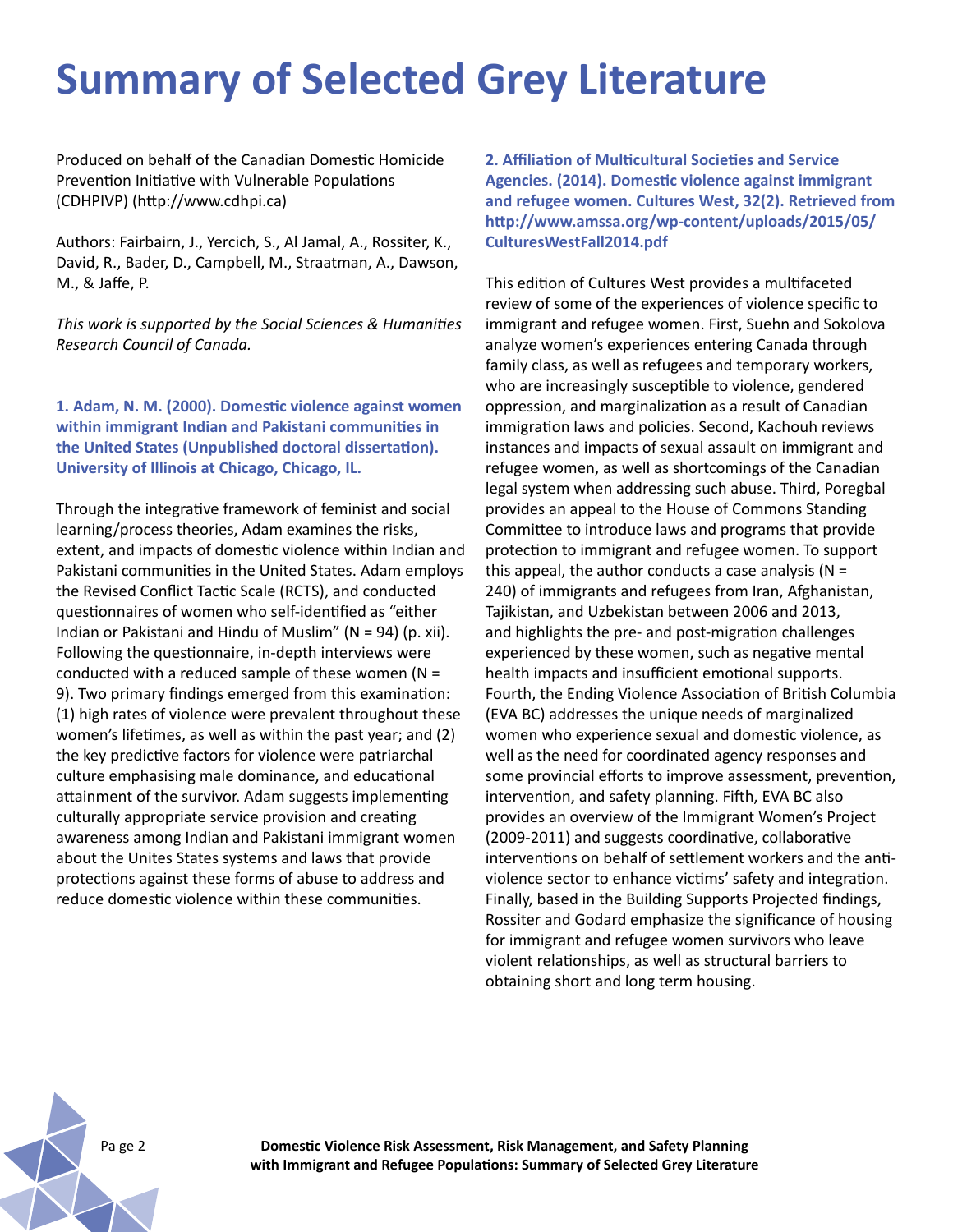# Summary of Selected Grey Literature

Produced on behalf of the Canadian Domestic Homicide Prevention Initiative with Vulnerable Populations (CDHPIVP) (http://www.cdhpi.ca)

Authors: Fairbairn, J., Yercich, S., Al Jamal, A., Rossiter, K., David, R., Bader, D., Campbell, M., Straatman, A., Dawson, M., & Jaffe, P.

*This work is supported by the Social Sciences & Humanities Research Council of Canada.*

**1. Adam, N. M. (2000). Domestic violence against women within immigrant Indian and Pakistani communities in the United States (Unpublished doctoral dissertation). University of Illinois at Chicago, Chicago, IL.**

Through the integrative framework of feminist and social learning/process theories, Adam examines the risks, extent, and impacts of domestic violence within Indian and Pakistani communities in the United States. Adam employs the Revised Conflict Tactic Scale (RCTS), and conducted questionnaires of women who self-identified as "either Indian or Pakistani and Hindu of Muslim" (N = 94) (p. xii). Following the questionnaire, in-depth interviews were conducted with a reduced sample of these women (N = 9). Two primary findings emerged from this examination: (1) high rates of violence were prevalent throughout these women's lifetimes, as well as within the past year; and (2) the key predictive factors for violence were patriarchal culture emphasising male dominance, and educational attainment of the survivor. Adam suggests implementing culturally appropriate service provision and creating awareness among Indian and Pakistani immigrant women about the Unites States systems and laws that provide protections against these forms of abuse to address and reduce domestic violence within these communities.

**2. Affiliation of Multicultural Societies and Service Agencies. (2014). Domestic violence against immigrant and refugee women. Cultures West, 32(2). Retrieved from http://www.amssa.org/wp-content/uploads/2015/05/CulturesWestFall2014.pdf**

This edition of Cultures West provides a multifaceted review of some of the experiences of violence specific to immigrant and refugee women. First, Suehn and Sokolova analyze women's experiences entering Canada through family class, as well as refugees and temporary workers, who are increasingly susceptible to violence, gendered oppression, and marginalization as a result of Canadian immigration laws and policies. Second, Kachouh reviews instances and impacts of sexual assault on immigrant and refugee women, as well as shortcomings of the Canadian legal system when addressing such abuse. Third, Poregbal provides an appeal to the House of Commons Standing Committee to introduce laws and programs that provide protection to immigrant and refugee women. To support this appeal, the author conducts a case analysis (N = 240) of immigrants and refugees from Iran, Afghanistan, Tajikistan, and Uzbekistan between 2006 and 2013, and highlights the pre- and post-migration challenges experienced by these women, such as negative mental health impacts and insufficient emotional supports. Fourth, the Ending Violence Association of British Columbia (EVA BC) addresses the unique needs of marginalized women who experience sexual and domestic violence, as well as the need for coordinated agency responses and some provincial efforts to improve assessment, prevention, intervention, and safety planning. Fifth, EVA BC also provides an overview of the Immigrant Women's Project (2009-2011) and suggests coordinative, collaborative interventions on behalf of settlement workers and the anti-violence sector to enhance victims' safety and integration. Finally, based in the Building Supports Projected findings, Rossiter and Godard emphasize the significance of housing for immigrant and refugee women survivors who leave violent relationships, as well as structural barriers to obtaining short and long term housing.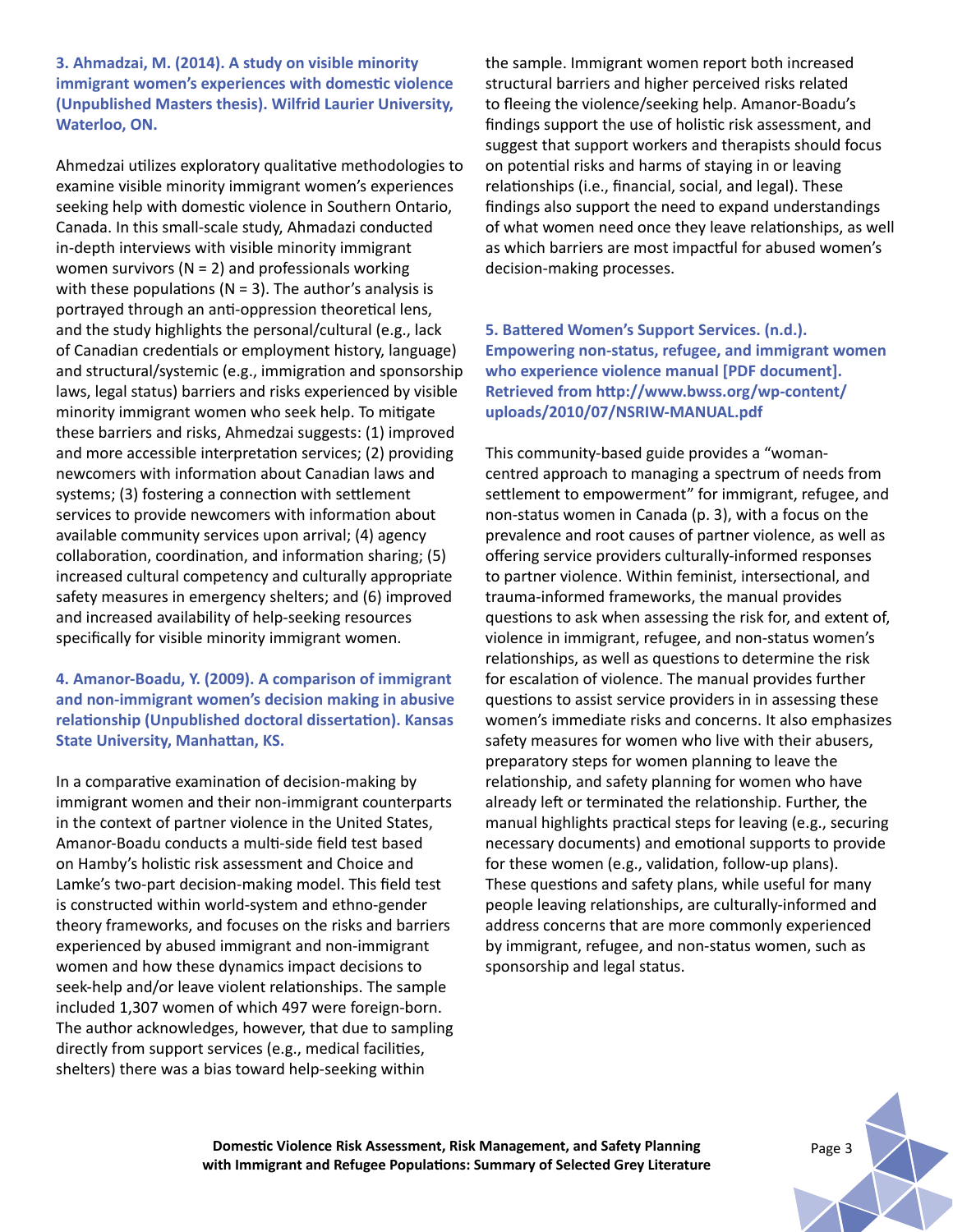**3. Ahmadzai, M. (2014). A study on visible minority immigrant women's experiences with domestic violence (Unpublished Masters thesis). Wilfrid Laurier University, Waterloo, ON.**

Ahmedzai utilizes exploratory qualitative methodologies to examine visible minority immigrant women's experiences seeking help with domestic violence in Southern Ontario, Canada. In this small-scale study, Ahmadazi conducted in-depth interviews with visible minority immigrant women survivors (N = 2) and professionals working with these populations (N = 3). The author's analysis is portrayed through an anti-oppression theoretical lens, and the study highlights the personal/cultural (e.g., lack of Canadian credentials or employment history, language) and structural/systemic (e.g., immigration and sponsorship laws, legal status) barriers and risks experienced by visible minority immigrant women who seek help. To mitigate these barriers and risks, Ahmedzai suggests: (1) improved and more accessible interpretation services; (2) providing newcomers with information about Canadian laws and systems; (3) fostering a connection with settlement services to provide newcomers with information about available community services upon arrival; (4) agency collaboration, coordination, and information sharing; (5) increased cultural competency and culturally appropriate safety measures in emergency shelters; and (6) improved and increased availability of help-seeking resources specifically for visible minority immigrant women.

**4. Amanor-Boadu, Y. (2009). A comparison of immigrant and non-immigrant women's decision making in abusive relationship (Unpublished doctoral dissertation). Kansas State University, Manhattan, KS.**

In a comparative examination of decision-making by immigrant women and their non-immigrant counterparts in the context of partner violence in the United States, Amanor-Boadu conducts a multi-side field test based on Hamby's holistic risk assessment and Choice and Lamke's two-part decision-making model. This field test is constructed within world-system and ethno-gender theory frameworks, and focuses on the risks and barriers experienced by abused immigrant and non-immigrant women and how these dynamics impact decisions to seek-help and/or leave violent relationships. The sample included 1,307 women of which 497 were foreign-born. The author acknowledges, however, that due to sampling directly from support services (e.g., medical facilities, shelters) there was a bias toward help-seeking within the sample. Immigrant women report both increased structural barriers and higher perceived risks related to fleeing the violence/seeking help. Amanor-Boadu's findings support the use of holistic risk assessment, and suggest that support workers and therapists should focus on potential risks and harms of staying in or leaving relationships (i.e., financial, social, and legal). These findings also support the need to expand understandings of what women need once they leave relationships, as well as which barriers are most impactful for abused women's decision-making processes.

**5. Battered Women's Support Services. (n.d.). Empowering non-status, refugee, and immigrant women who experience violence manual [PDF document]. Retrieved from http://www.bwss.org/wp-content/uploads/2010/07/NSRIW-MANUAL.pdf**

This community-based guide provides a "woman-centred approach to managing a spectrum of needs from settlement to empowerment" for immigrant, refugee, and non-status women in Canada (p. 3), with a focus on the prevalence and root causes of partner violence, as well as offering service providers culturally-informed responses to partner violence. Within feminist, intersectional, and trauma-informed frameworks, the manual provides questions to ask when assessing the risk for, and extent of, violence in immigrant, refugee, and non-status women's relationships, as well as questions to determine the risk for escalation of violence. The manual provides further questions to assist service providers in in assessing these women's immediate risks and concerns. It also emphasizes safety measures for women who live with their abusers, preparatory steps for women planning to leave the relationship, and safety planning for women who have already left or terminated the relationship. Further, the manual highlights practical steps for leaving (e.g., securing necessary documents) and emotional supports to provide for these women (e.g., validation, follow-up plans). These questions and safety plans, while useful for many people leaving relationships, are culturally-informed and address concerns that are more commonly experienced by immigrant, refugee, and non-status women, such as sponsorship and legal status.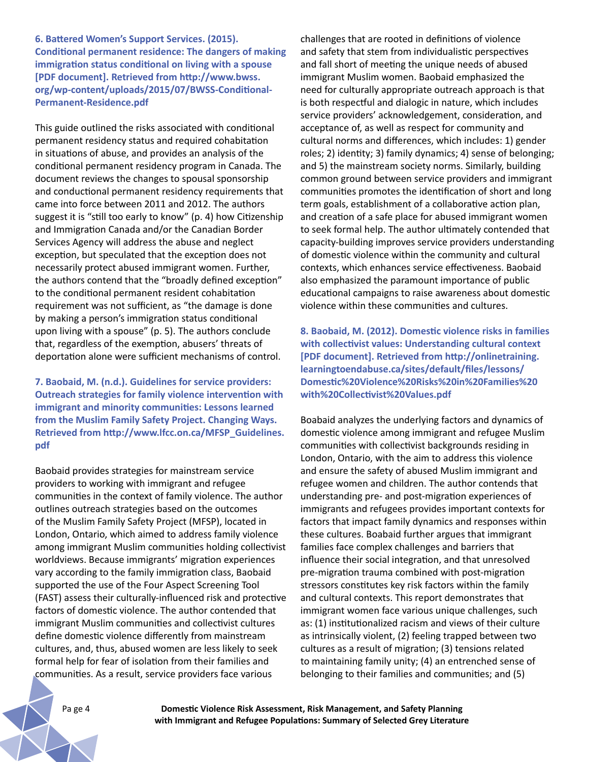**6. Battered Women's Support Services. (2015). Conditional permanent residence: The dangers of making immigration status conditional on living with a spouse [PDF document]. Retrieved from http://www.bwss.org/wp-content/uploads/2015/07/BWSS-Conditional-Permanent-Residence.pdf**

This guide outlined the risks associated with conditional permanent residency status and required cohabitation in situations of abuse, and provides an analysis of the conditional permanent residency program in Canada. The document reviews the changes to spousal sponsorship and conductional permanent residency requirements that came into force between 2011 and 2012. The authors suggest it is "still too early to know" (p. 4) how Citizenship and Immigration Canada and/or the Canadian Border Services Agency will address the abuse and neglect exception, but speculated that the exception does not necessarily protect abused immigrant women. Further, the authors contend that the "broadly defined exception" to the conditional permanent resident cohabitation requirement was not sufficient, as "the damage is done by making a person's immigration status conditional upon living with a spouse" (p. 5). The authors conclude that, regardless of the exemption, abusers' threats of deportation alone were sufficient mechanisms of control.

**7. Baobaid, M. (n.d.). Guidelines for service providers: Outreach strategies for family violence intervention with immigrant and minority communities: Lessons learned from the Muslim Family Safety Project. Changing Ways. Retrieved from http://www.lfcc.on.ca/MFSP_Guidelines.pdf**

Baobaid provides strategies for mainstream service providers to working with immigrant and refugee communities in the context of family violence. The author outlines outreach strategies based on the outcomes of the Muslim Family Safety Project (MFSP), located in London, Ontario, which aimed to address family violence among immigrant Muslim communities holding collectivist worldviews. Because immigrants' migration experiences vary according to the family immigration class, Baobaid supported the use of the Four Aspect Screening Tool (FAST) assess their culturally-influenced risk and protective factors of domestic violence. The author contended that immigrant Muslim communities and collectivist cultures define domestic violence differently from mainstream cultures, and, thus, abused women are less likely to seek formal help for fear of isolation from their families and communities. As a result, service providers face various challenges that are rooted in definitions of violence and safety that stem from individualistic perspectives and fall short of meeting the unique needs of abused immigrant Muslim women. Baobaid emphasized the need for culturally appropriate outreach approach is that is both respectful and dialogic in nature, which includes service providers' acknowledgement, consideration, and acceptance of, as well as respect for community and cultural norms and differences, which includes: 1) gender roles; 2) identity; 3) family dynamics; 4) sense of belonging; and 5) the mainstream society norms. Similarly, building common ground between service providers and immigrant communities promotes the identification of short and long term goals, establishment of a collaborative action plan, and creation of a safe place for abused immigrant women to seek formal help. The author ultimately contended that capacity-building improves service providers understanding of domestic violence within the community and cultural contexts, which enhances service effectiveness. Baobaid also emphasized the paramount importance of public educational campaigns to raise awareness about domestic violence within these communities and cultures.

**8. Baobaid, M. (2012). Domestic violence risks in families with collectivist values: Understanding cultural context [PDF document]. Retrieved from http://onlinetraining.learningtoendabuse.ca/sites/default/files/lessons/Domestic%20Violence%20Risks%20in%20Families%20with%20Collectivist%20Values.pdf**

Boabaid analyzes the underlying factors and dynamics of domestic violence among immigrant and refugee Muslim communities with collectivist backgrounds residing in London, Ontario, with the aim to address this violence and ensure the safety of abused Muslim immigrant and refugee women and children. The author contends that understanding pre- and post-migration experiences of immigrants and refugees provides important contexts for factors that impact family dynamics and responses within these cultures. Boabaid further argues that immigrant families face complex challenges and barriers that influence their social integration, and that unresolved pre-migration trauma combined with post-migration stressors constitutes key risk factors within the family and cultural contexts. This report demonstrates that immigrant women face various unique challenges, such as: (1) institutionalized racism and views of their culture as intrinsically violent, (2) feeling trapped between two cultures as a result of migration; (3) tensions related to maintaining family unity; (4) an entrenched sense of belonging to their families and communities; and (5)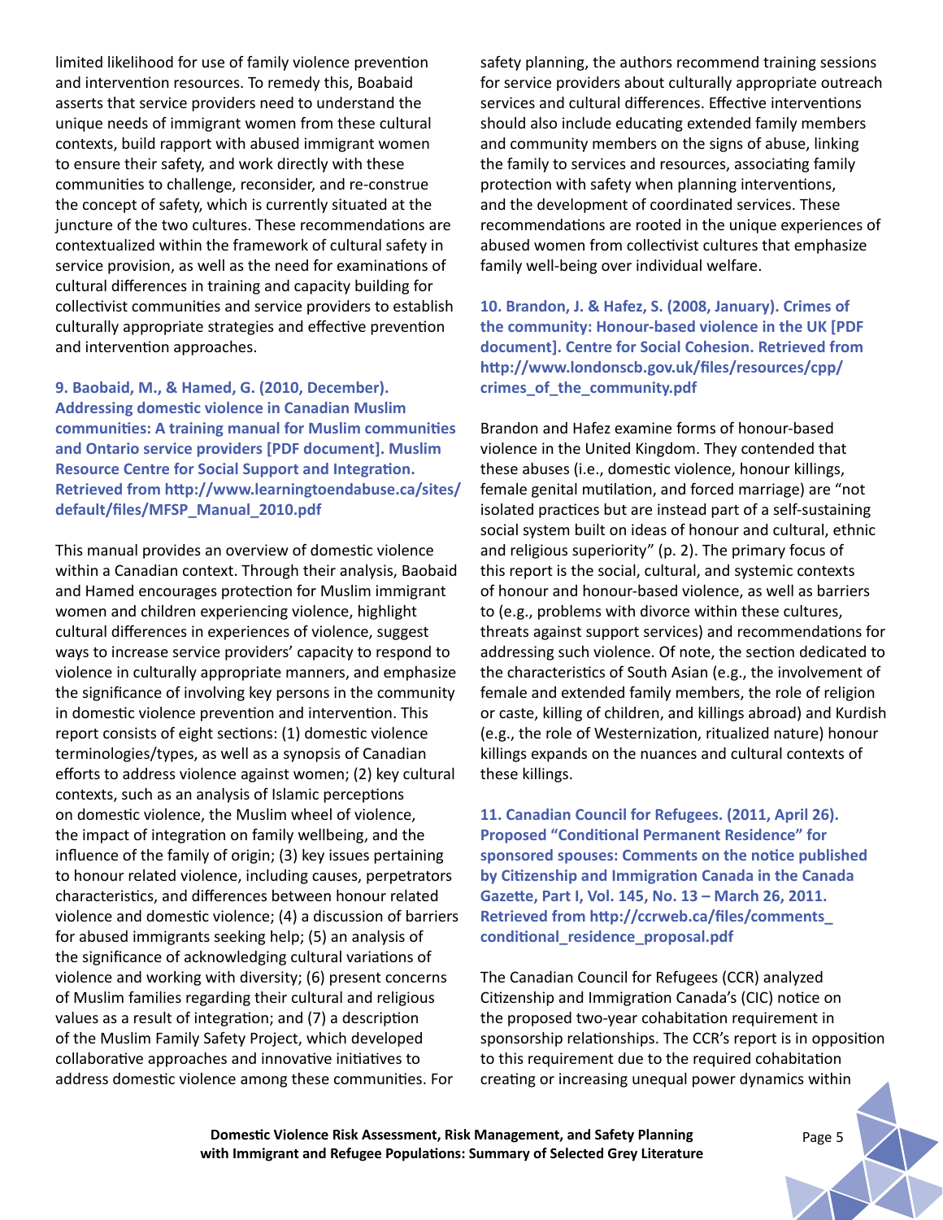limited likelihood for use of family violence prevention and intervention resources. To remedy this, Boabaid asserts that service providers need to understand the unique needs of immigrant women from these cultural contexts, build rapport with abused immigrant women to ensure their safety, and work directly with these communities to challenge, reconsider, and re-construe the concept of safety, which is currently situated at the juncture of the two cultures. These recommendations are contextualized within the framework of cultural safety in service provision, as well as the need for examinations of cultural differences in training and capacity building for collectivist communities and service providers to establish culturally appropriate strategies and effective prevention and intervention approaches.

**9. Baobaid, M., & Hamed, G. (2010, December). Addressing domestic violence in Canadian Muslim communities: A training manual for Muslim communities and Ontario service providers [PDF document]. Muslim Resource Centre for Social Support and Integration. Retrieved from http://www.learningtoendabuse.ca/sites/default/files/MFSP_Manual_2010.pdf**

This manual provides an overview of domestic violence within a Canadian context. Through their analysis, Baobaid and Hamed encourages protection for Muslim immigrant women and children experiencing violence, highlight cultural differences in experiences of violence, suggest ways to increase service providers' capacity to respond to violence in culturally appropriate manners, and emphasize the significance of involving key persons in the community in domestic violence prevention and intervention. This report consists of eight sections: (1) domestic violence terminologies/types, as well as a synopsis of Canadian efforts to address violence against women; (2) key cultural contexts, such as an analysis of Islamic perceptions on domestic violence, the Muslim wheel of violence, the impact of integration on family wellbeing, and the influence of the family of origin; (3) key issues pertaining to honour related violence, including causes, perpetrators characteristics, and differences between honour related violence and domestic violence; (4) a discussion of barriers for abused immigrants seeking help; (5) an analysis of the significance of acknowledging cultural variations of violence and working with diversity; (6) present concerns of Muslim families regarding their cultural and religious values as a result of integration; and (7) a description of the Muslim Family Safety Project, which developed collaborative approaches and innovative initiatives to address domestic violence among these communities. For safety planning, the authors recommend training sessions for service providers about culturally appropriate outreach services and cultural differences. Effective interventions should also include educating extended family members and community members on the signs of abuse, linking the family to services and resources, associating family protection with safety when planning interventions, and the development of coordinated services. These recommendations are rooted in the unique experiences of abused women from collectivist cultures that emphasize family well-being over individual welfare.

**10. Brandon, J. & Hafez, S. (2008, January). Crimes of the community: Honour-based violence in the UK [PDF document]. Centre for Social Cohesion. Retrieved from http://www.londonscb.gov.uk/files/resources/cpp/crimes_of_the_community.pdf**

Brandon and Hafez examine forms of honour-based violence in the United Kingdom. They contended that these abuses (i.e., domestic violence, honour killings, female genital mutilation, and forced marriage) are "not isolated practices but are instead part of a self-sustaining social system built on ideas of honour and cultural, ethnic and religious superiority" (p. 2). The primary focus of this report is the social, cultural, and systemic contexts of honour and honour-based violence, as well as barriers to (e.g., problems with divorce within these cultures, threats against support services) and recommendations for addressing such violence. Of note, the section dedicated to the characteristics of South Asian (e.g., the involvement of female and extended family members, the role of religion or caste, killing of children, and killings abroad) and Kurdish (e.g., the role of Westernization, ritualized nature) honour killings expands on the nuances and cultural contexts of these killings.

**11. Canadian Council for Refugees. (2011, April 26). Proposed "Conditional Permanent Residence" for sponsored spouses: Comments on the notice published by Citizenship and Immigration Canada in the Canada Gazette, Part I, Vol. 145, No. 13 – March 26, 2011. Retrieved from http://ccrweb.ca/files/comments_conditional_residence_proposal.pdf**

The Canadian Council for Refugees (CCR) analyzed Citizenship and Immigration Canada's (CIC) notice on the proposed two-year cohabitation requirement in sponsorship relationships. The CCR's report is in opposition to this requirement due to the required cohabitation creating or increasing unequal power dynamics within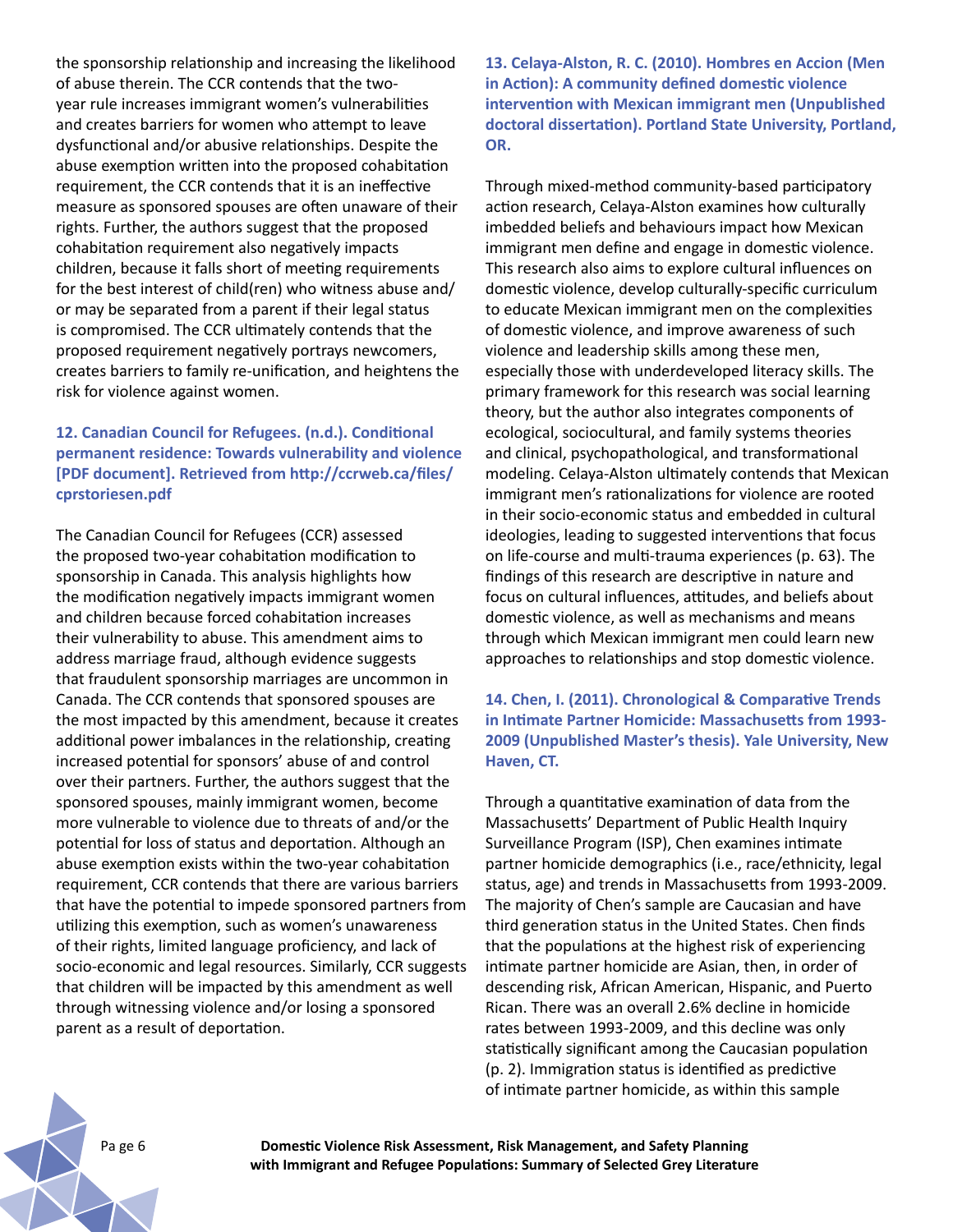the sponsorship relationship and increasing the likelihood of abuse therein. The CCR contends that the two-year rule increases immigrant women's vulnerabilities and creates barriers for women who attempt to leave dysfunctional and/or abusive relationships. Despite the abuse exemption written into the proposed cohabitation requirement, the CCR contends that it is an ineffective measure as sponsored spouses are often unaware of their rights. Further, the authors suggest that the proposed cohabitation requirement also negatively impacts children, because it falls short of meeting requirements for the best interest of child(ren) who witness abuse and/or may be separated from a parent if their legal status is compromised. The CCR ultimately contends that the proposed requirement negatively portrays newcomers, creates barriers to family re-unification, and heightens the risk for violence against women.

### 12. Canadian Council for Refugees. (n.d.). Conditional permanent residence: Towards vulnerability and violence [PDF document]. Retrieved from http://ccrweb.ca/files/cprstoriesen.pdf

The Canadian Council for Refugees (CCR) assessed the proposed two-year cohabitation modification to sponsorship in Canada. This analysis highlights how the modification negatively impacts immigrant women and children because forced cohabitation increases their vulnerability to abuse. This amendment aims to address marriage fraud, although evidence suggests that fraudulent sponsorship marriages are uncommon in Canada. The CCR contends that sponsored spouses are the most impacted by this amendment, because it creates additional power imbalances in the relationship, creating increased potential for sponsors' abuse of and control over their partners. Further, the authors suggest that the sponsored spouses, mainly immigrant women, become more vulnerable to violence due to threats of and/or the potential for loss of status and deportation. Although an abuse exemption exists within the two-year cohabitation requirement, CCR contends that there are various barriers that have the potential to impede sponsored partners from utilizing this exemption, such as women's unawareness of their rights, limited language proficiency, and lack of socio-economic and legal resources. Similarly, CCR suggests that children will be impacted by this amendment as well through witnessing violence and/or losing a sponsored parent as a result of deportation.

### 13. Celaya-Alston, R. C. (2010). Hombres en Accion (Men in Action): A community defined domestic violence intervention with Mexican immigrant men (Unpublished doctoral dissertation). Portland State University, Portland, OR.

Through mixed-method community-based participatory action research, Celaya-Alston examines how culturally imbedded beliefs and behaviours impact how Mexican immigrant men define and engage in domestic violence. This research also aims to explore cultural influences on domestic violence, develop culturally-specific curriculum to educate Mexican immigrant men on the complexities of domestic violence, and improve awareness of such violence and leadership skills among these men, especially those with underdeveloped literacy skills. The primary framework for this research was social learning theory, but the author also integrates components of ecological, sociocultural, and family systems theories and clinical, psychopathological, and transformational modeling. Celaya-Alston ultimately contends that Mexican immigrant men's rationalizations for violence are rooted in their socio-economic status and embedded in cultural ideologies, leading to suggested interventions that focus on life-course and multi-trauma experiences (p. 63). The findings of this research are descriptive in nature and focus on cultural influences, attitudes, and beliefs about domestic violence, as well as mechanisms and means through which Mexican immigrant men could learn new approaches to relationships and stop domestic violence.

### 14. Chen, I. (2011). Chronological & Comparative Trends in Intimate Partner Homicide: Massachusetts from 1993-2009 (Unpublished Master's thesis). Yale University, New Haven, CT.

Through a quantitative examination of data from the Massachusetts' Department of Public Health Inquiry Surveillance Program (ISP), Chen examines intimate partner homicide demographics (i.e., race/ethnicity, legal status, age) and trends in Massachusetts from 1993-2009. The majority of Chen's sample are Caucasian and have third generation status in the United States. Chen finds that the populations at the highest risk of experiencing intimate partner homicide are Asian, then, in order of descending risk, African American, Hispanic, and Puerto Rican. There was an overall 2.6% decline in homicide rates between 1993-2009, and this decline was only statistically significant among the Caucasian population (p. 2). Immigration status is identified as predictive of intimate partner homicide, as within this sample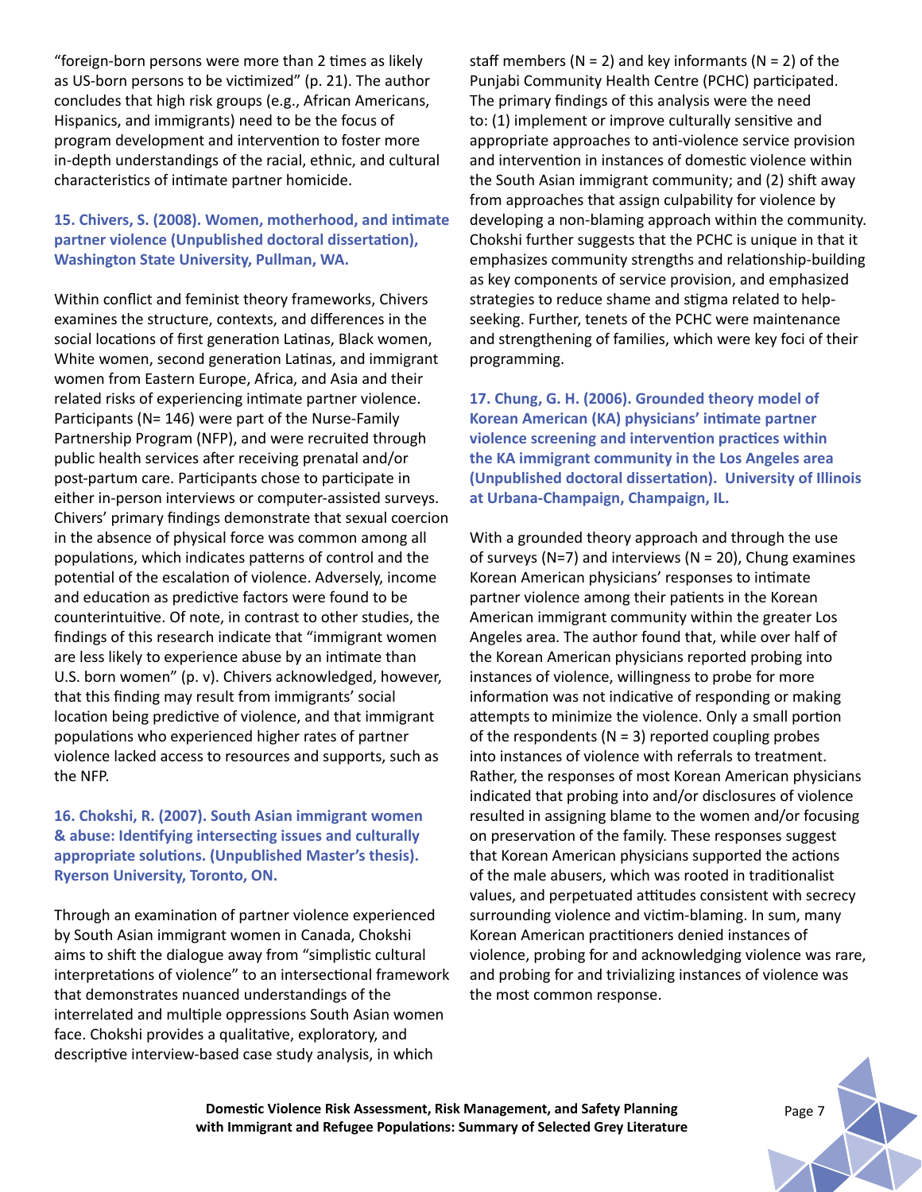"foreign-born persons were more than 2 times as likely as US-born persons to be victimized" (p. 21). The author concludes that high risk groups (e.g., African Americans, Hispanics, and immigrants) need to be the focus of program development and intervention to foster more in-depth understandings of the racial, ethnic, and cultural characteristics of intimate partner homicide.

**15. Chivers, S. (2008). Women, motherhood, and intimate partner violence (Unpublished doctoral dissertation), Washington State University, Pullman, WA.**

Within conflict and feminist theory frameworks, Chivers examines the structure, contexts, and differences in the social locations of first generation Latinas, Black women, White women, second generation Latinas, and immigrant women from Eastern Europe, Africa, and Asia and their related risks of experiencing intimate partner violence. Participants (N= 146) were part of the Nurse-Family Partnership Program (NFP), and were recruited through public health services after receiving prenatal and/or post-partum care. Participants chose to participate in either in-person interviews or computer-assisted surveys. Chivers' primary findings demonstrate that sexual coercion in the absence of physical force was common among all populations, which indicates patterns of control and the potential of the escalation of violence. Adversely, income and education as predictive factors were found to be counterintuitive. Of note, in contrast to other studies, the findings of this research indicate that "immigrant women are less likely to experience abuse by an intimate than U.S. born women" (p. v). Chivers acknowledged, however, that this finding may result from immigrants' social location being predictive of violence, and that immigrant populations who experienced higher rates of partner violence lacked access to resources and supports, such as the NFP.

**16. Chokshi, R. (2007). South Asian immigrant women & abuse: Identifying intersecting issues and culturally appropriate solutions. (Unpublished Master's thesis). Ryerson University, Toronto, ON.**

Through an examination of partner violence experienced by South Asian immigrant women in Canada, Chokshi aims to shift the dialogue away from "simplistic cultural interpretations of violence" to an intersectional framework that demonstrates nuanced understandings of the interrelated and multiple oppressions South Asian women face. Chokshi provides a qualitative, exploratory, and descriptive interview-based case study analysis, in which staff members (N = 2) and key informants (N = 2) of the Punjabi Community Health Centre (PCHC) participated. The primary findings of this analysis were the need to: (1) implement or improve culturally sensitive and appropriate approaches to anti-violence service provision and intervention in instances of domestic violence within the South Asian immigrant community; and (2) shift away from approaches that assign culpability for violence by developing a non-blaming approach within the community. Chokshi further suggests that the PCHC is unique in that it emphasizes community strengths and relationship-building as key components of service provision, and emphasized strategies to reduce shame and stigma related to help-seeking. Further, tenets of the PCHC were maintenance and strengthening of families, which were key foci of their programming.

**17. Chung, G. H. (2006). Grounded theory model of Korean American (KA) physicians' intimate partner violence screening and intervention practices within the KA immigrant community in the Los Angeles area (Unpublished doctoral dissertation). University of Illinois at Urbana-Champaign, Champaign, IL.**

With a grounded theory approach and through the use of surveys (N=7) and interviews (N = 20), Chung examines Korean American physicians' responses to intimate partner violence among their patients in the Korean American immigrant community within the greater Los Angeles area. The author found that, while over half of the Korean American physicians reported probing into instances of violence, willingness to probe for more information was not indicative of responding or making attempts to minimize the violence. Only a small portion of the respondents (N = 3) reported coupling probes into instances of violence with referrals to treatment. Rather, the responses of most Korean American physicians indicated that probing into and/or disclosures of violence resulted in assigning blame to the women and/or focusing on preservation of the family. These responses suggest that Korean American physicians supported the actions of the male abusers, which was rooted in traditionalist values, and perpetuated attitudes consistent with secrecy surrounding violence and victim-blaming. In sum, many Korean American practitioners denied instances of violence, probing for and acknowledging violence was rare, and probing for and trivializing instances of violence was the most common response.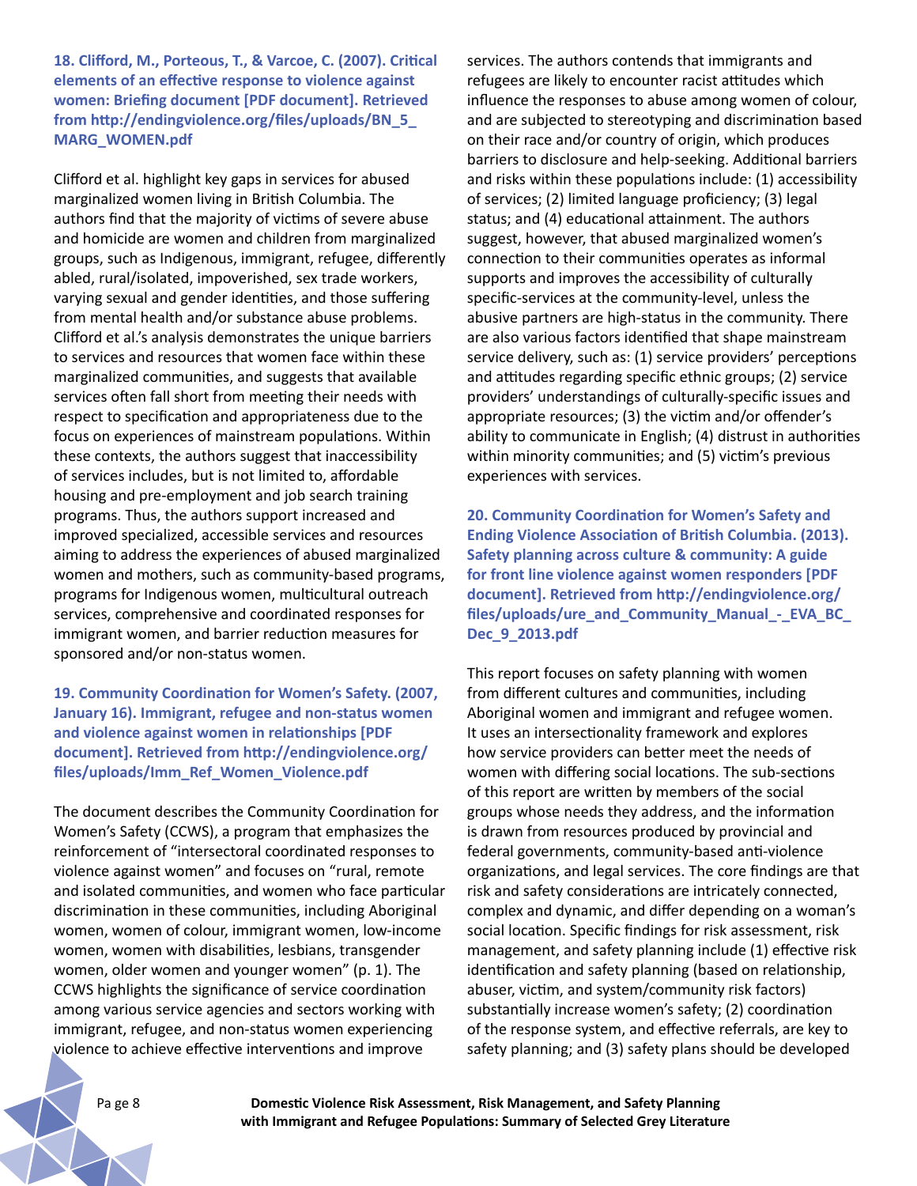**18. Clifford, M., Porteous, T., & Varcoe, C. (2007). Critical elements of an effective response to violence against women: Briefing document [PDF document]. Retrieved from http://endingviolence.org/files/uploads/BN_5_MARG_WOMEN.pdf**

Clifford et al. highlight key gaps in services for abused marginalized women living in British Columbia. The authors find that the majority of victims of severe abuse and homicide are women and children from marginalized groups, such as Indigenous, immigrant, refugee, differently abled, rural/isolated, impoverished, sex trade workers, varying sexual and gender identities, and those suffering from mental health and/or substance abuse problems. Clifford et al.'s analysis demonstrates the unique barriers to services and resources that women face within these marginalized communities, and suggests that available services often fall short from meeting their needs with respect to specification and appropriateness due to the focus on experiences of mainstream populations. Within these contexts, the authors suggest that inaccessibility of services includes, but is not limited to, affordable housing and pre-employment and job search training programs. Thus, the authors support increased and improved specialized, accessible services and resources aiming to address the experiences of abused marginalized women and mothers, such as community-based programs, programs for Indigenous women, multicultural outreach services, comprehensive and coordinated responses for immigrant women, and barrier reduction measures for sponsored and/or non-status women.

**19. Community Coordination for Women's Safety. (2007, January 16). Immigrant, refugee and non-status women and violence against women in relationships [PDF document]. Retrieved from http://endingviolence.org/files/uploads/Imm_Ref_Women_Violence.pdf**

The document describes the Community Coordination for Women's Safety (CCWS), a program that emphasizes the reinforcement of "intersectoral coordinated responses to violence against women" and focuses on "rural, remote and isolated communities, and women who face particular discrimination in these communities, including Aboriginal women, women of colour, immigrant women, low-income women, women with disabilities, lesbians, transgender women, older women and younger women" (p. 1). The CCWS highlights the significance of service coordination among various service agencies and sectors working with immigrant, refugee, and non-status women experiencing violence to achieve effective interventions and improve services. The authors contends that immigrants and refugees are likely to encounter racist attitudes which influence the responses to abuse among women of colour, and are subjected to stereotyping and discrimination based on their race and/or country of origin, which produces barriers to disclosure and help-seeking. Additional barriers and risks within these populations include: (1) accessibility of services; (2) limited language proficiency; (3) legal status; and (4) educational attainment. The authors suggest, however, that abused marginalized women's connection to their communities operates as informal supports and improves the accessibility of culturally specific-services at the community-level, unless the abusive partners are high-status in the community. There are also various factors identified that shape mainstream service delivery, such as: (1) service providers' perceptions and attitudes regarding specific ethnic groups; (2) service providers' understandings of culturally-specific issues and appropriate resources; (3) the victim and/or offender's ability to communicate in English; (4) distrust in authorities within minority communities; and (5) victim's previous experiences with services.

**20. Community Coordination for Women's Safety and Ending Violence Association of British Columbia. (2013). Safety planning across culture & community: A guide for front line violence against women responders [PDF document]. Retrieved from http://endingviolence.org/files/uploads/ure_and_Community_Manual_-_EVA_BC_Dec_9_2013.pdf**

This report focuses on safety planning with women from different cultures and communities, including Aboriginal women and immigrant and refugee women. It uses an intersectionality framework and explores how service providers can better meet the needs of women with differing social locations. The sub-sections of this report are written by members of the social groups whose needs they address, and the information is drawn from resources produced by provincial and federal governments, community-based anti-violence organizations, and legal services. The core findings are that risk and safety considerations are intricately connected, complex and dynamic, and differ depending on a woman's social location. Specific findings for risk assessment, risk management, and safety planning include (1) effective risk identification and safety planning (based on relationship, abuser, victim, and system/community risk factors) substantially increase women's safety; (2) coordination of the response system, and effective referrals, are key to safety planning; and (3) safety plans should be developed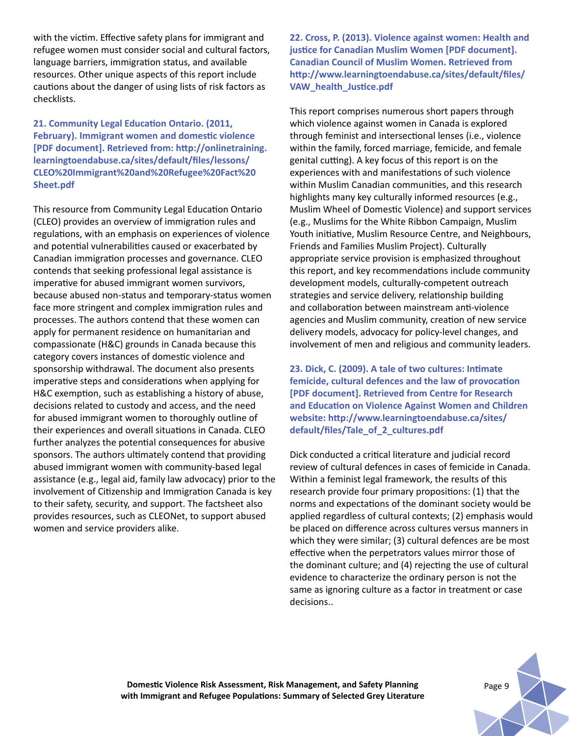with the victim. Effective safety plans for immigrant and refugee women must consider social and cultural factors, language barriers, immigration status, and available resources. Other unique aspects of this report include cautions about the danger of using lists of risk factors as checklists.

**21. Community Legal Education Ontario. (2011, February). Immigrant women and domestic violence [PDF document]. Retrieved from: http://onlinetraining.learningtoendabuse.ca/sites/default/files/lessons/CLEO%20Immigrant%20and%20Refugee%20Fact%20Sheet.pdf**

This resource from Community Legal Education Ontario (CLEO) provides an overview of immigration rules and regulations, with an emphasis on experiences of violence and potential vulnerabilities caused or exacerbated by Canadian immigration processes and governance. CLEO contends that seeking professional legal assistance is imperative for abused immigrant women survivors, because abused non-status and temporary-status women face more stringent and complex immigration rules and processes. The authors contend that these women can apply for permanent residence on humanitarian and compassionate (H&C) grounds in Canada because this category covers instances of domestic violence and sponsorship withdrawal. The document also presents imperative steps and considerations when applying for H&C exemption, such as establishing a history of abuse, decisions related to custody and access, and the need for abused immigrant women to thoroughly outline of their experiences and overall situations in Canada. CLEO further analyzes the potential consequences for abusive sponsors. The authors ultimately contend that providing abused immigrant women with community-based legal assistance (e.g., legal aid, family law advocacy) prior to the involvement of Citizenship and Immigration Canada is key to their safety, security, and support. The factsheet also provides resources, such as CLEONet, to support abused women and service providers alike.

**22. Cross, P. (2013). Violence against women: Health and justice for Canadian Muslim Women [PDF document]. Canadian Council of Muslim Women. Retrieved from http://www.learningtoendabuse.ca/sites/default/files/VAW_health_Justice.pdf**

This report comprises numerous short papers through which violence against women in Canada is explored through feminist and intersectional lenses (i.e., violence within the family, forced marriage, femicide, and female genital cutting). A key focus of this report is on the experiences with and manifestations of such violence within Muslim Canadian communities, and this research highlights many key culturally informed resources (e.g., Muslim Wheel of Domestic Violence) and support services (e.g., Muslims for the White Ribbon Campaign, Muslim Youth initiative, Muslim Resource Centre, and Neighbours, Friends and Families Muslim Project). Culturally appropriate service provision is emphasized throughout this report, and key recommendations include community development models, culturally-competent outreach strategies and service delivery, relationship building and collaboration between mainstream anti-violence agencies and Muslim community, creation of new service delivery models, advocacy for policy-level changes, and involvement of men and religious and community leaders.

**23. Dick, C. (2009). A tale of two cultures: Intimate femicide, cultural defences and the law of provocation [PDF document]. Retrieved from Centre for Research and Education on Violence Against Women and Children website: http://www.learningtoendabuse.ca/sites/default/files/Tale_of_2_cultures.pdf**

Dick conducted a critical literature and judicial record review of cultural defences in cases of femicide in Canada. Within a feminist legal framework, the results of this research provide four primary propositions: (1) that the norms and expectations of the dominant society would be applied regardless of cultural contexts; (2) emphasis would be placed on difference across cultures versus manners in which they were similar; (3) cultural defences are be most effective when the perpetrators values mirror those of the dominant culture; and (4) rejecting the use of cultural evidence to characterize the ordinary person is not the same as ignoring culture as a factor in treatment or case decisions..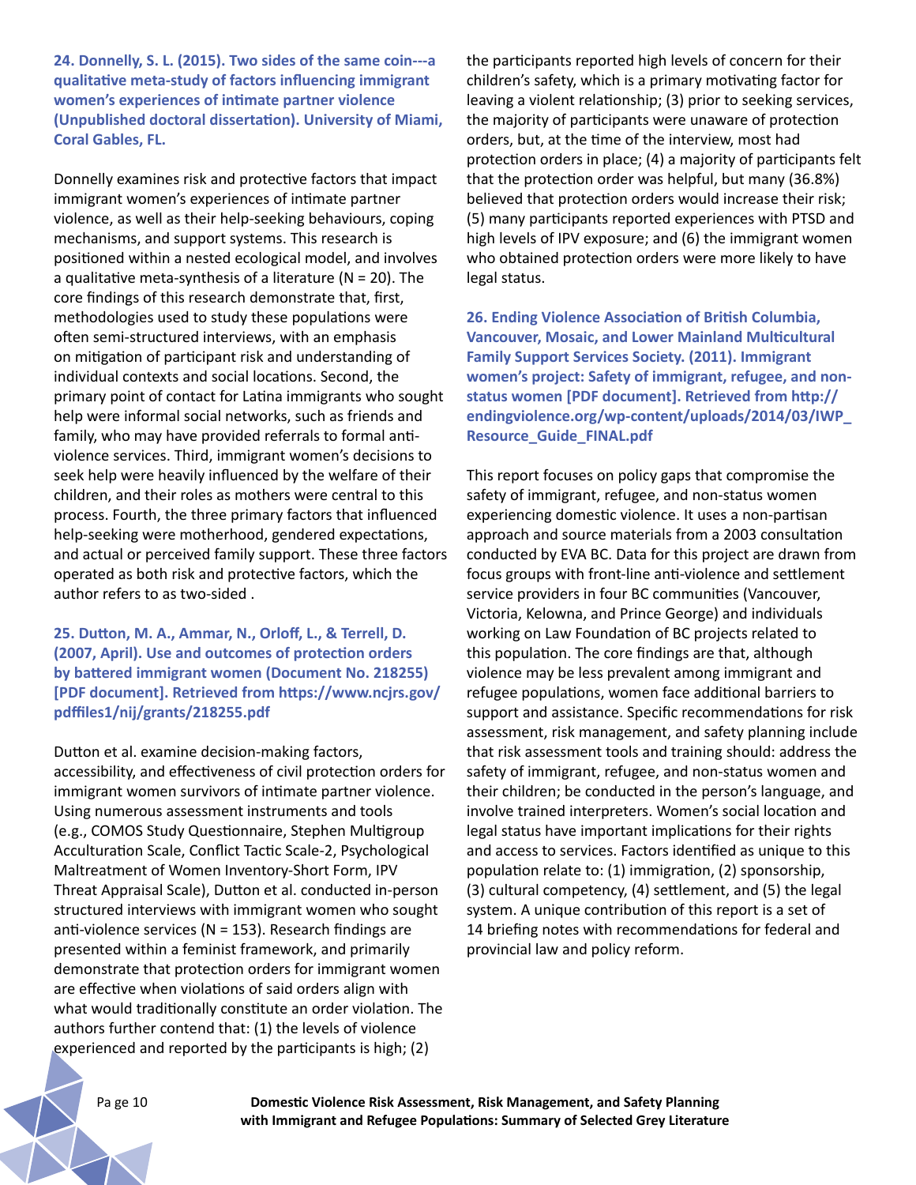**24. Donnelly, S. L. (2015). Two sides of the same coin---a qualitative meta-study of factors influencing immigrant women's experiences of intimate partner violence (Unpublished doctoral dissertation). University of Miami, Coral Gables, FL.**

Donnelly examines risk and protective factors that impact immigrant women's experiences of intimate partner violence, as well as their help-seeking behaviours, coping mechanisms, and support systems. This research is positioned within a nested ecological model, and involves a qualitative meta-synthesis of a literature (N = 20). The core findings of this research demonstrate that, first, methodologies used to study these populations were often semi-structured interviews, with an emphasis on mitigation of participant risk and understanding of individual contexts and social locations. Second, the primary point of contact for Latina immigrants who sought help were informal social networks, such as friends and family, who may have provided referrals to formal anti-violence services. Third, immigrant women's decisions to seek help were heavily influenced by the welfare of their children, and their roles as mothers were central to this process. Fourth, the three primary factors that influenced help-seeking were motherhood, gendered expectations, and actual or perceived family support. These three factors operated as both risk and protective factors, which the author refers to as two-sided .

**25. Dutton, M. A., Ammar, N., Orloff, L., & Terrell, D. (2007, April). Use and outcomes of protection orders by battered immigrant women (Document No. 218255) [PDF document]. Retrieved from https://www.ncjrs.gov/pdffiles1/nij/grants/218255.pdf**

Dutton et al. examine decision-making factors, accessibility, and effectiveness of civil protection orders for immigrant women survivors of intimate partner violence. Using numerous assessment instruments and tools (e.g., COMOS Study Questionnaire, Stephen Multigroup Acculturation Scale, Conflict Tactic Scale-2, Psychological Maltreatment of Women Inventory-Short Form, IPV Threat Appraisal Scale), Dutton et al. conducted in-person structured interviews with immigrant women who sought anti-violence services (N = 153). Research findings are presented within a feminist framework, and primarily demonstrate that protection orders for immigrant women are effective when violations of said orders align with what would traditionally constitute an order violation. The authors further contend that: (1) the levels of violence experienced and reported by the participants is high; (2) the participants reported high levels of concern for their children's safety, which is a primary motivating factor for leaving a violent relationship; (3) prior to seeking services, the majority of participants were unaware of protection orders, but, at the time of the interview, most had protection orders in place; (4) a majority of participants felt that the protection order was helpful, but many (36.8%) believed that protection orders would increase their risk; (5) many participants reported experiences with PTSD and high levels of IPV exposure; and (6) the immigrant women who obtained protection orders were more likely to have legal status.

**26. Ending Violence Association of British Columbia, Vancouver, Mosaic, and Lower Mainland Multicultural Family Support Services Society. (2011). Immigrant women's project: Safety of immigrant, refugee, and non-status women [PDF document]. Retrieved from http://endingviolence.org/wp-content/uploads/2014/03/IWP_Resource_Guide_FINAL.pdf**

This report focuses on policy gaps that compromise the safety of immigrant, refugee, and non-status women experiencing domestic violence. It uses a non-partisan approach and source materials from a 2003 consultation conducted by EVA BC. Data for this project are drawn from focus groups with front-line anti-violence and settlement service providers in four BC communities (Vancouver, Victoria, Kelowna, and Prince George) and individuals working on Law Foundation of BC projects related to this population. The core findings are that, although violence may be less prevalent among immigrant and refugee populations, women face additional barriers to support and assistance. Specific recommendations for risk assessment, risk management, and safety planning include that risk assessment tools and training should: address the safety of immigrant, refugee, and non-status women and their children; be conducted in the person's language, and involve trained interpreters. Women's social location and legal status have important implications for their rights and access to services. Factors identified as unique to this population relate to: (1) immigration, (2) sponsorship, (3) cultural competency, (4) settlement, and (5) the legal system. A unique contribution of this report is a set of 14 briefing notes with recommendations for federal and provincial law and policy reform.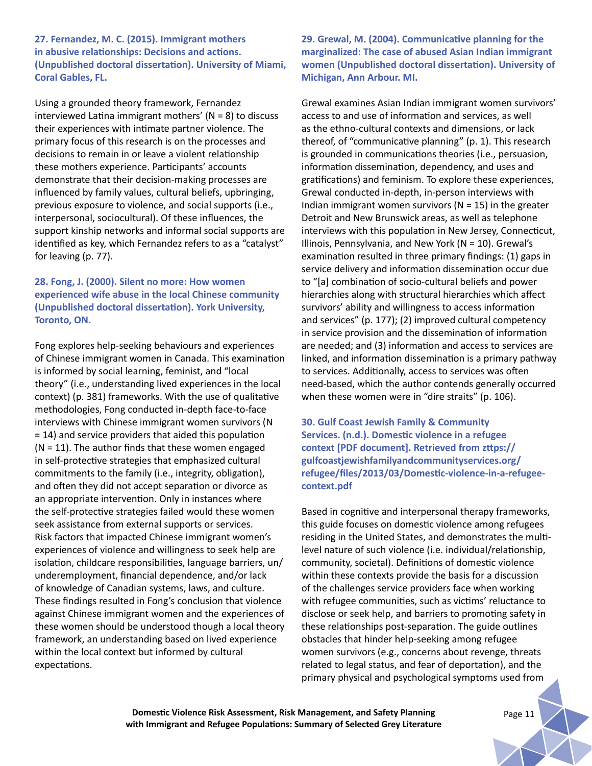**27. Fernandez, M. C. (2015). Immigrant mothers in abusive relationships: Decisions and actions. (Unpublished doctoral dissertation). University of Miami, Coral Gables, FL.**

Using a grounded theory framework, Fernandez interviewed Latina immigrant mothers' (N = 8) to discuss their experiences with intimate partner violence. The primary focus of this research is on the processes and decisions to remain in or leave a violent relationship these mothers experience. Participants' accounts demonstrate that their decision-making processes are influenced by family values, cultural beliefs, upbringing, previous exposure to violence, and social supports (i.e., interpersonal, sociocultural). Of these influences, the support kinship networks and informal social supports are identified as key, which Fernandez refers to as a "catalyst" for leaving (p. 77).

**28. Fong, J. (2000). Silent no more: How women experienced wife abuse in the local Chinese community (Unpublished doctoral dissertation). York University, Toronto, ON.**

Fong explores help-seeking behaviours and experiences of Chinese immigrant women in Canada. This examination is informed by social learning, feminist, and "local theory" (i.e., understanding lived experiences in the local context) (p. 381) frameworks. With the use of qualitative methodologies, Fong conducted in-depth face-to-face interviews with Chinese immigrant women survivors (N = 14) and service providers that aided this population (N = 11). The author finds that these women engaged in self-protective strategies that emphasized cultural commitments to the family (i.e., integrity, obligation), and often they did not accept separation or divorce as an appropriate intervention. Only in instances where the self-protective strategies failed would these women seek assistance from external supports or services. Risk factors that impacted Chinese immigrant women's experiences of violence and willingness to seek help are isolation, childcare responsibilities, language barriers, un/underemployment, financial dependence, and/or lack of knowledge of Canadian systems, laws, and culture. These findings resulted in Fong's conclusion that violence against Chinese immigrant women and the experiences of these women should be understood though a local theory framework, an understanding based on lived experience within the local context but informed by cultural expectations.

**29. Grewal, M. (2004). Communicative planning for the marginalized: The case of abused Asian Indian immigrant women (Unpublished doctoral dissertation). University of Michigan, Ann Arbour. MI.**

Grewal examines Asian Indian immigrant women survivors' access to and use of information and services, as well as the ethno-cultural contexts and dimensions, or lack thereof, of "communicative planning" (p. 1). This research is grounded in communications theories (i.e., persuasion, information dissemination, dependency, and uses and gratifications) and feminism. To explore these experiences, Grewal conducted in-depth, in-person interviews with Indian immigrant women survivors (N = 15) in the greater Detroit and New Brunswick areas, as well as telephone interviews with this population in New Jersey, Connecticut, Illinois, Pennsylvania, and New York (N = 10). Grewal's examination resulted in three primary findings: (1) gaps in service delivery and information dissemination occur due to "[a] combination of socio-cultural beliefs and power hierarchies along with structural hierarchies which affect survivors' ability and willingness to access information and services" (p. 177); (2) improved cultural competency in service provision and the dissemination of information are needed; and (3) information and access to services are linked, and information dissemination is a primary pathway to services. Additionally, access to services was often need-based, which the author contends generally occurred when these women were in "dire straits" (p. 106).

**30. Gulf Coast Jewish Family & Community Services. (n.d.). Domestic violence in a refugee context [PDF document]. Retrieved from zttps://gulfcoastjewishfamilyandcommunityservices.org/refugee/files/2013/03/Domestic-violence-in-a-refugee-context.pdf**

Based in cognitive and interpersonal therapy frameworks, this guide focuses on domestic violence among refugees residing in the United States, and demonstrates the multi-level nature of such violence (i.e. individual/relationship, community, societal). Definitions of domestic violence within these contexts provide the basis for a discussion of the challenges service providers face when working with refugee communities, such as victims' reluctance to disclose or seek help, and barriers to promoting safety in these relationships post-separation. The guide outlines obstacles that hinder help-seeking among refugee women survivors (e.g., concerns about revenge, threats related to legal status, and fear of deportation), and the primary physical and psychological symptoms used from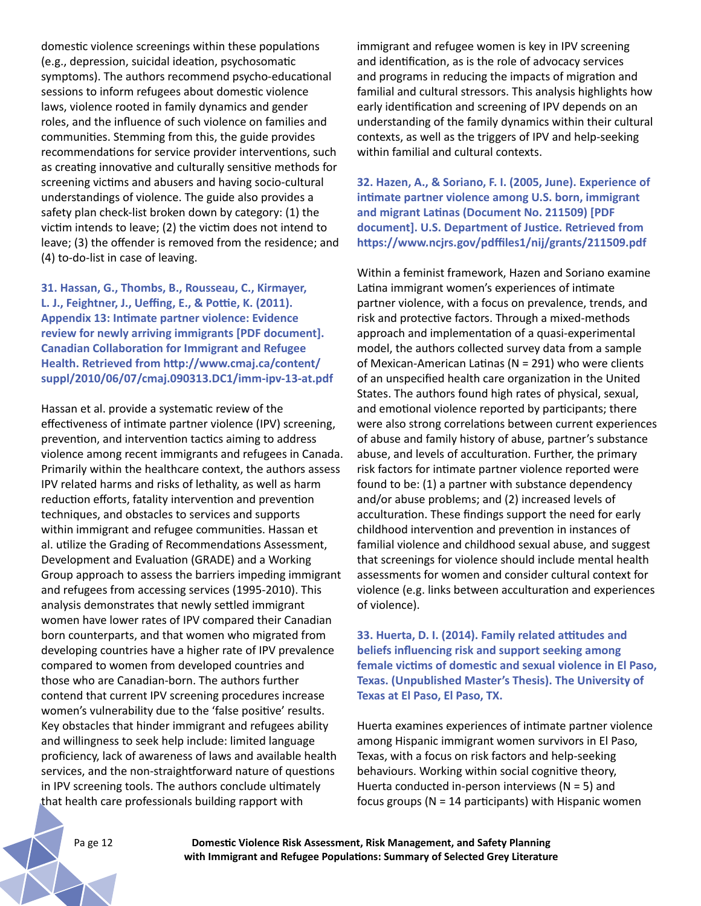domestic violence screenings within these populations (e.g., depression, suicidal ideation, psychosomatic symptoms). The authors recommend psycho-educational sessions to inform refugees about domestic violence laws, violence rooted in family dynamics and gender roles, and the influence of such violence on families and communities. Stemming from this, the guide provides recommendations for service provider interventions, such as creating innovative and culturally sensitive methods for screening victims and abusers and having socio-cultural understandings of violence. The guide also provides a safety plan check-list broken down by category: (1) the victim intends to leave; (2) the victim does not intend to leave; (3) the offender is removed from the residence; and (4) to-do-list in case of leaving.

**31. Hassan, G., Thombs, B., Rousseau, C., Kirmayer, L. J., Feightner, J., Ueffing, E., & Pottie, K. (2011). Appendix 13: Intimate partner violence: Evidence review for newly arriving immigrants [PDF document]. Canadian Collaboration for Immigrant and Refugee Health. Retrieved from http://www.cmaj.ca/content/suppl/2010/06/07/cmaj.090313.DC1/imm-ipv-13-at.pdf**

Hassan et al. provide a systematic review of the effectiveness of intimate partner violence (IPV) screening, prevention, and intervention tactics aiming to address violence among recent immigrants and refugees in Canada. Primarily within the healthcare context, the authors assess IPV related harms and risks of lethality, as well as harm reduction efforts, fatality intervention and prevention techniques, and obstacles to services and supports within immigrant and refugee communities. Hassan et al. utilize the Grading of Recommendations Assessment, Development and Evaluation (GRADE) and a Working Group approach to assess the barriers impeding immigrant and refugees from accessing services (1995-2010). This analysis demonstrates that newly settled immigrant women have lower rates of IPV compared their Canadian born counterparts, and that women who migrated from developing countries have a higher rate of IPV prevalence compared to women from developed countries and those who are Canadian-born. The authors further contend that current IPV screening procedures increase women's vulnerability due to the 'false positive' results. Key obstacles that hinder immigrant and refugees ability and willingness to seek help include: limited language proficiency, lack of awareness of laws and available health services, and the non-straightforward nature of questions in IPV screening tools. The authors conclude ultimately that health care professionals building rapport with immigrant and refugee women is key in IPV screening and identification, as is the role of advocacy services and programs in reducing the impacts of migration and familial and cultural stressors. This analysis highlights how early identification and screening of IPV depends on an understanding of the family dynamics within their cultural contexts, as well as the triggers of IPV and help-seeking within familial and cultural contexts.

**32. Hazen, A., & Soriano, F. I. (2005, June). Experience of intimate partner violence among U.S. born, immigrant and migrant Latinas (Document No. 211509) [PDF document]. U.S. Department of Justice. Retrieved from https://www.ncjrs.gov/pdffiles1/nij/grants/211509.pdf**

Within a feminist framework, Hazen and Soriano examine Latina immigrant women's experiences of intimate partner violence, with a focus on prevalence, trends, and risk and protective factors. Through a mixed-methods approach and implementation of a quasi-experimental model, the authors collected survey data from a sample of Mexican-American Latinas (N = 291) who were clients of an unspecified health care organization in the United States. The authors found high rates of physical, sexual, and emotional violence reported by participants; there were also strong correlations between current experiences of abuse and family history of abuse, partner's substance abuse, and levels of acculturation. Further, the primary risk factors for intimate partner violence reported were found to be: (1) a partner with substance dependency and/or abuse problems; and (2) increased levels of acculturation. These findings support the need for early childhood intervention and prevention in instances of familial violence and childhood sexual abuse, and suggest that screenings for violence should include mental health assessments for women and consider cultural context for violence (e.g. links between acculturation and experiences of violence).

**33. Huerta, D. I. (2014). Family related attitudes and beliefs influencing risk and support seeking among female victims of domestic and sexual violence in El Paso, Texas. (Unpublished Master's Thesis). The University of Texas at El Paso, El Paso, TX.**

Huerta examines experiences of intimate partner violence among Hispanic immigrant women survivors in El Paso, Texas, with a focus on risk factors and help-seeking behaviours. Working within social cognitive theory, Huerta conducted in-person interviews (N = 5) and focus groups (N = 14 participants) with Hispanic women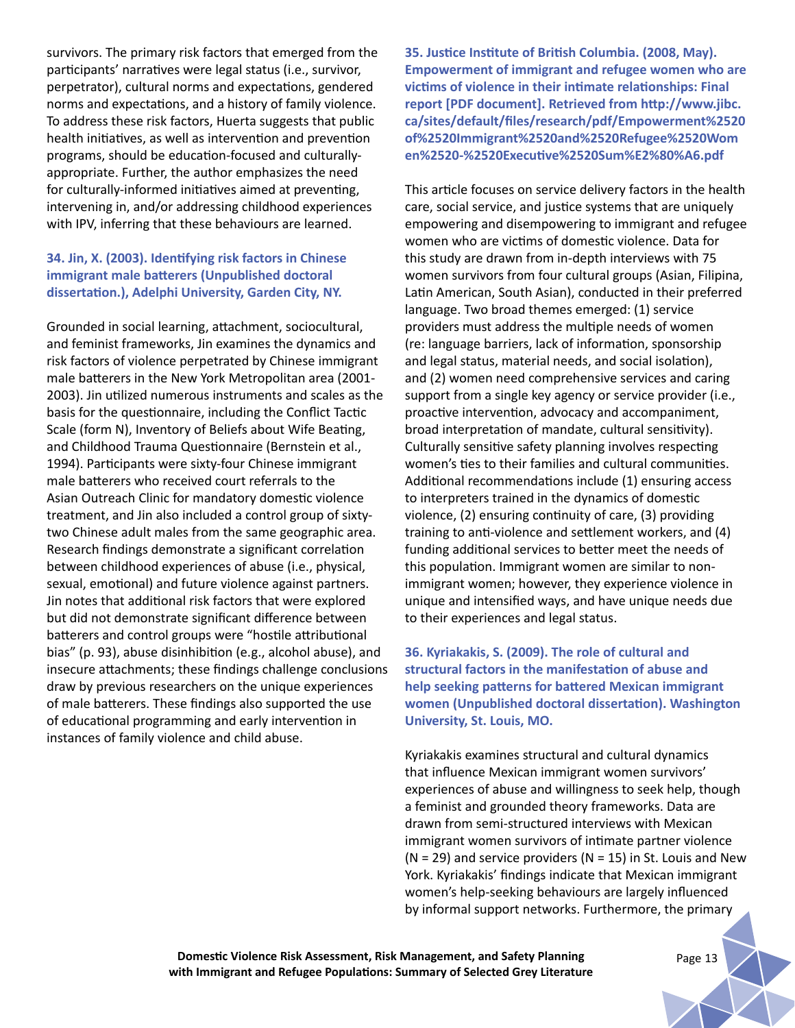survivors. The primary risk factors that emerged from the participants' narratives were legal status (i.e., survivor, perpetrator), cultural norms and expectations, gendered norms and expectations, and a history of family violence. To address these risk factors, Huerta suggests that public health initiatives, as well as intervention and prevention programs, should be education-focused and culturally-appropriate. Further, the author emphasizes the need for culturally-informed initiatives aimed at preventing, intervening in, and/or addressing childhood experiences with IPV, inferring that these behaviours are learned.

### 34. Jin, X. (2003). Identifying risk factors in Chinese immigrant male batterers (Unpublished doctoral dissertation.), Adelphi University, Garden City, NY.

Grounded in social learning, attachment, sociocultural, and feminist frameworks, Jin examines the dynamics and risk factors of violence perpetrated by Chinese immigrant male batterers in the New York Metropolitan area (2001-2003). Jin utilized numerous instruments and scales as the basis for the questionnaire, including the Conflict Tactic Scale (form N), Inventory of Beliefs about Wife Beating, and Childhood Trauma Questionnaire (Bernstein et al., 1994). Participants were sixty-four Chinese immigrant male batterers who received court referrals to the Asian Outreach Clinic for mandatory domestic violence treatment, and Jin also included a control group of sixty-two Chinese adult males from the same geographic area. Research findings demonstrate a significant correlation between childhood experiences of abuse (i.e., physical, sexual, emotional) and future violence against partners. Jin notes that additional risk factors that were explored but did not demonstrate significant difference between batterers and control groups were "hostile attributional bias" (p. 93), abuse disinhibition (e.g., alcohol abuse), and insecure attachments; these findings challenge conclusions draw by previous researchers on the unique experiences of male batterers. These findings also supported the use of educational programming and early intervention in instances of family violence and child abuse.

### 35. Justice Institute of British Columbia. (2008, May). Empowerment of immigrant and refugee women who are victims of violence in their intimate relationships: Final report [PDF document]. Retrieved from http://www.jibc.ca/sites/default/files/research/pdf/Empowerment%2520of%2520Immigrant%2520and%2520Refugee%2520Women%2520-%2520Executive%2520Sum%E2%80%A6.pdf

This article focuses on service delivery factors in the health care, social service, and justice systems that are uniquely empowering and disempowering to immigrant and refugee women who are victims of domestic violence. Data for this study are drawn from in-depth interviews with 75 women survivors from four cultural groups (Asian, Filipina, Latin American, South Asian), conducted in their preferred language. Two broad themes emerged: (1) service providers must address the multiple needs of women (re: language barriers, lack of information, sponsorship and legal status, material needs, and social isolation), and (2) women need comprehensive services and caring support from a single key agency or service provider (i.e., proactive intervention, advocacy and accompaniment, broad interpretation of mandate, cultural sensitivity). Culturally sensitive safety planning involves respecting women's ties to their families and cultural communities. Additional recommendations include (1) ensuring access to interpreters trained in the dynamics of domestic violence, (2) ensuring continuity of care, (3) providing training to anti-violence and settlement workers, and (4) funding additional services to better meet the needs of this population. Immigrant women are similar to non-immigrant women; however, they experience violence in unique and intensified ways, and have unique needs due to their experiences and legal status.

### 36. Kyriakakis, S. (2009). The role of cultural and structural factors in the manifestation of abuse and help seeking patterns for battered Mexican immigrant women (Unpublished doctoral dissertation). Washington University, St. Louis, MO.

Kyriakakis examines structural and cultural dynamics that influence Mexican immigrant women survivors' experiences of abuse and willingness to seek help, though a feminist and grounded theory frameworks. Data are drawn from semi-structured interviews with Mexican immigrant women survivors of intimate partner violence (N = 29) and service providers (N = 15) in St. Louis and New York. Kyriakakis' findings indicate that Mexican immigrant women's help-seeking behaviours are largely influenced by informal support networks. Furthermore, the primary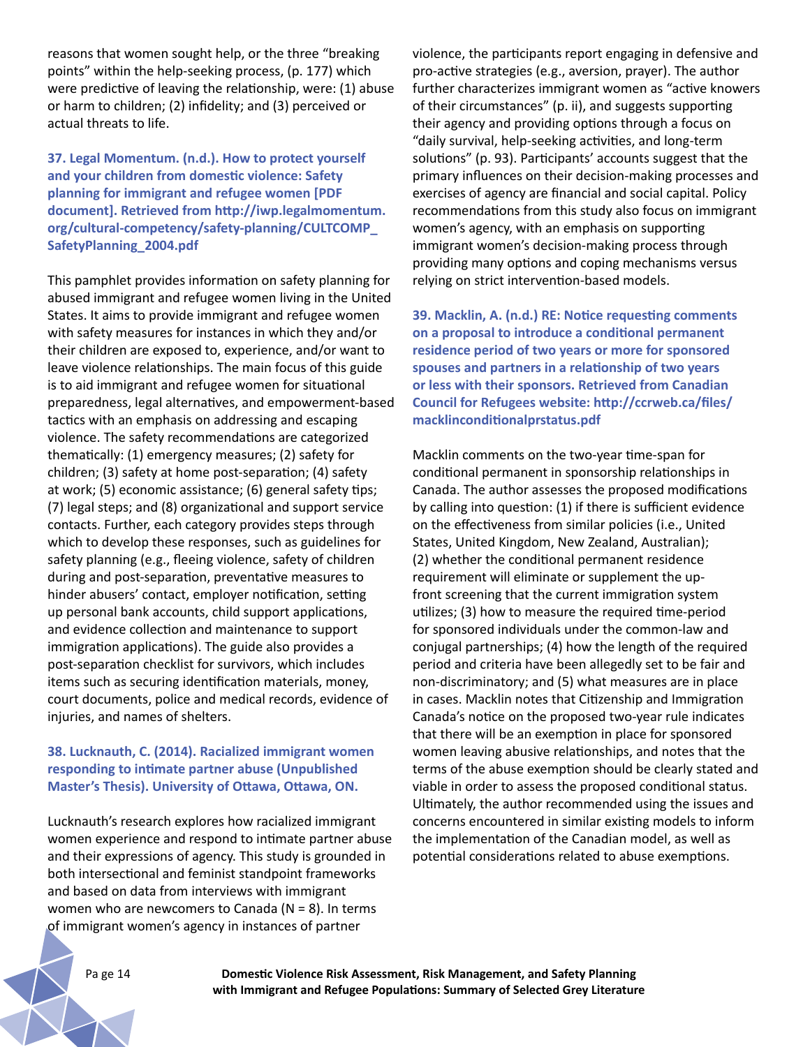reasons that women sought help, or the three "breaking points" within the help-seeking process, (p. 177) which were predictive of leaving the relationship, were: (1) abuse or harm to children; (2) infidelity; and (3) perceived or actual threats to life.

### 37. Legal Momentum. (n.d.). How to protect yourself and your children from domestic violence: Safety planning for immigrant and refugee women [PDF document]. Retrieved from http://iwp.legalmomentum.org/cultural-competency/safety-planning/CULTCOMP_SafetyPlanning_2004.pdf

This pamphlet provides information on safety planning for abused immigrant and refugee women living in the United States. It aims to provide immigrant and refugee women with safety measures for instances in which they and/or their children are exposed to, experience, and/or want to leave violence relationships. The main focus of this guide is to aid immigrant and refugee women for situational preparedness, legal alternatives, and empowerment-based tactics with an emphasis on addressing and escaping violence. The safety recommendations are categorized thematically: (1) emergency measures; (2) safety for children; (3) safety at home post-separation; (4) safety at work; (5) economic assistance; (6) general safety tips; (7) legal steps; and (8) organizational and support service contacts. Further, each category provides steps through which to develop these responses, such as guidelines for safety planning (e.g., fleeing violence, safety of children during and post-separation, preventative measures to hinder abusers' contact, employer notification, setting up personal bank accounts, child support applications, and evidence collection and maintenance to support immigration applications). The guide also provides a post-separation checklist for survivors, which includes items such as securing identification materials, money, court documents, police and medical records, evidence of injuries, and names of shelters.

### 38. Lucknauth, C. (2014). Racialized immigrant women responding to intimate partner abuse (Unpublished Master's Thesis). University of Ottawa, Ottawa, ON.

Lucknauth's research explores how racialized immigrant women experience and respond to intimate partner abuse and their expressions of agency. This study is grounded in both intersectional and feminist standpoint frameworks and based on data from interviews with immigrant women who are newcomers to Canada (N = 8). In terms of immigrant women's agency in instances of partner violence, the participants report engaging in defensive and pro-active strategies (e.g., aversion, prayer). The author further characterizes immigrant women as "active knowers of their circumstances" (p. ii), and suggests supporting their agency and providing options through a focus on "daily survival, help-seeking activities, and long-term solutions" (p. 93). Participants' accounts suggest that the primary influences on their decision-making processes and exercises of agency are financial and social capital. Policy recommendations from this study also focus on immigrant women's agency, with an emphasis on supporting immigrant women's decision-making process through providing many options and coping mechanisms versus relying on strict intervention-based models.

### 39. Macklin, A. (n.d.) RE: Notice requesting comments on a proposal to introduce a conditional permanent residence period of two years or more for sponsored spouses and partners in a relationship of two years or less with their sponsors. Retrieved from Canadian Council for Refugees website: http://ccrweb.ca/files/macklinconditionalprstatus.pdf

Macklin comments on the two-year time-span for conditional permanent in sponsorship relationships in Canada. The author assesses the proposed modifications by calling into question: (1) if there is sufficient evidence on the effectiveness from similar policies (i.e., United States, United Kingdom, New Zealand, Australian); (2) whether the conditional permanent residence requirement will eliminate or supplement the up-front screening that the current immigration system utilizes; (3) how to measure the required time-period for sponsored individuals under the common-law and conjugal partnerships; (4) how the length of the required period and criteria have been allegedly set to be fair and non-discriminatory; and (5) what measures are in place in cases. Macklin notes that Citizenship and Immigration Canada's notice on the proposed two-year rule indicates that there will be an exemption in place for sponsored women leaving abusive relationships, and notes that the terms of the abuse exemption should be clearly stated and viable in order to assess the proposed conditional status. Ultimately, the author recommended using the issues and concerns encountered in similar existing models to inform the implementation of the Canadian model, as well as potential considerations related to abuse exemptions.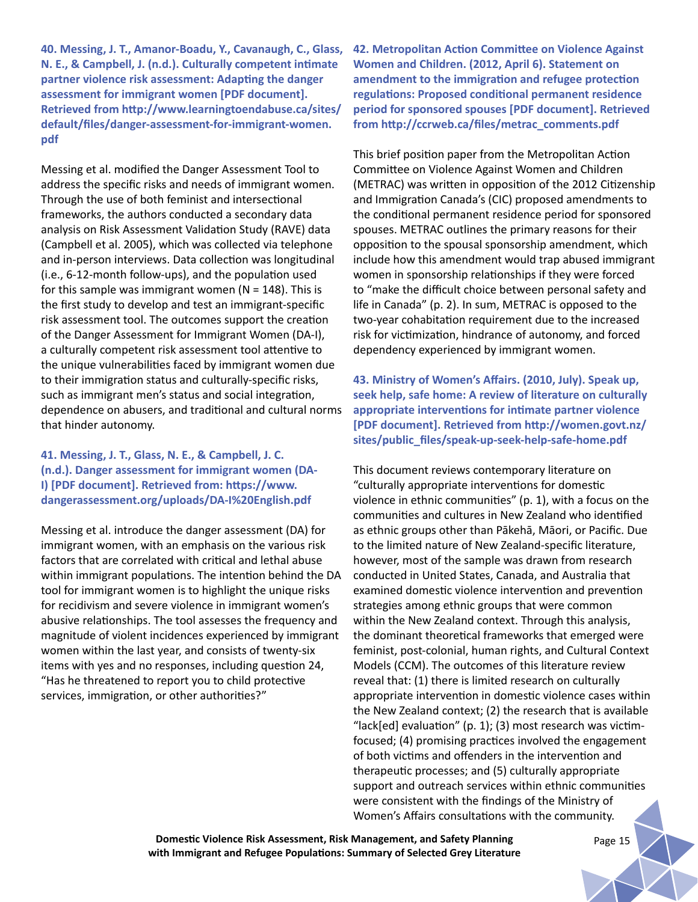**40. Messing, J. T., Amanor-Boadu, Y., Cavanaugh, C., Glass, N. E., & Campbell, J. (n.d.). Culturally competent intimate partner violence risk assessment: Adapting the danger assessment for immigrant women [PDF document]. Retrieved from http://www.learningtoendabuse.ca/sites/default/files/danger-assessment-for-immigrant-women.pdf**

Messing et al. modified the Danger Assessment Tool to address the specific risks and needs of immigrant women. Through the use of both feminist and intersectional frameworks, the authors conducted a secondary data analysis on Risk Assessment Validation Study (RAVE) data (Campbell et al. 2005), which was collected via telephone and in-person interviews. Data collection was longitudinal (i.e., 6-12-month follow-ups), and the population used for this sample was immigrant women (N = 148). This is the first study to develop and test an immigrant-specific risk assessment tool. The outcomes support the creation of the Danger Assessment for Immigrant Women (DA-I), a culturally competent risk assessment tool attentive to the unique vulnerabilities faced by immigrant women due to their immigration status and culturally-specific risks, such as immigrant men's status and social integration, dependence on abusers, and traditional and cultural norms that hinder autonomy.

**41. Messing, J. T., Glass, N. E., & Campbell, J. C. (n.d.). Danger assessment for immigrant women (DA-I) [PDF document]. Retrieved from: https://www.dangerassessment.org/uploads/DA-I%20English.pdf**

Messing et al. introduce the danger assessment (DA) for immigrant women, with an emphasis on the various risk factors that are correlated with critical and lethal abuse within immigrant populations. The intention behind the DA tool for immigrant women is to highlight the unique risks for recidivism and severe violence in immigrant women's abusive relationships. The tool assesses the frequency and magnitude of violent incidences experienced by immigrant women within the last year, and consists of twenty-six items with yes and no responses, including question 24, "Has he threatened to report you to child protective services, immigration, or other authorities?"

**42. Metropolitan Action Committee on Violence Against Women and Children. (2012, April 6). Statement on amendment to the immigration and refugee protection regulations: Proposed conditional permanent residence period for sponsored spouses [PDF document]. Retrieved from http://ccrweb.ca/files/metrac_comments.pdf**

This brief position paper from the Metropolitan Action Committee on Violence Against Women and Children (METRAC) was written in opposition of the 2012 Citizenship and Immigration Canada's (CIC) proposed amendments to the conditional permanent residence period for sponsored spouses. METRAC outlines the primary reasons for their opposition to the spousal sponsorship amendment, which include how this amendment would trap abused immigrant women in sponsorship relationships if they were forced to "make the difficult choice between personal safety and life in Canada" (p. 2). In sum, METRAC is opposed to the two-year cohabitation requirement due to the increased risk for victimization, hindrance of autonomy, and forced dependency experienced by immigrant women.

**43. Ministry of Women's Affairs. (2010, July). Speak up, seek help, safe home: A review of literature on culturally appropriate interventions for intimate partner violence [PDF document]. Retrieved from http://women.govt.nz/sites/public_files/speak-up-seek-help-safe-home.pdf**

This document reviews contemporary literature on "culturally appropriate interventions for domestic violence in ethnic communities" (p. 1), with a focus on the communities and cultures in New Zealand who identified as ethnic groups other than Pākehā, Māori, or Pacific. Due to the limited nature of New Zealand-specific literature, however, most of the sample was drawn from research conducted in United States, Canada, and Australia that examined domestic violence intervention and prevention strategies among ethnic groups that were common within the New Zealand context. Through this analysis, the dominant theoretical frameworks that emerged were feminist, post-colonial, human rights, and Cultural Context Models (CCM). The outcomes of this literature review reveal that: (1) there is limited research on culturally appropriate intervention in domestic violence cases within the New Zealand context; (2) the research that is available "lack[ed] evaluation" (p. 1); (3) most research was victim-focused; (4) promising practices involved the engagement of both victims and offenders in the intervention and therapeutic processes; and (5) culturally appropriate support and outreach services within ethnic communities were consistent with the findings of the Ministry of Women's Affairs consultations with the community.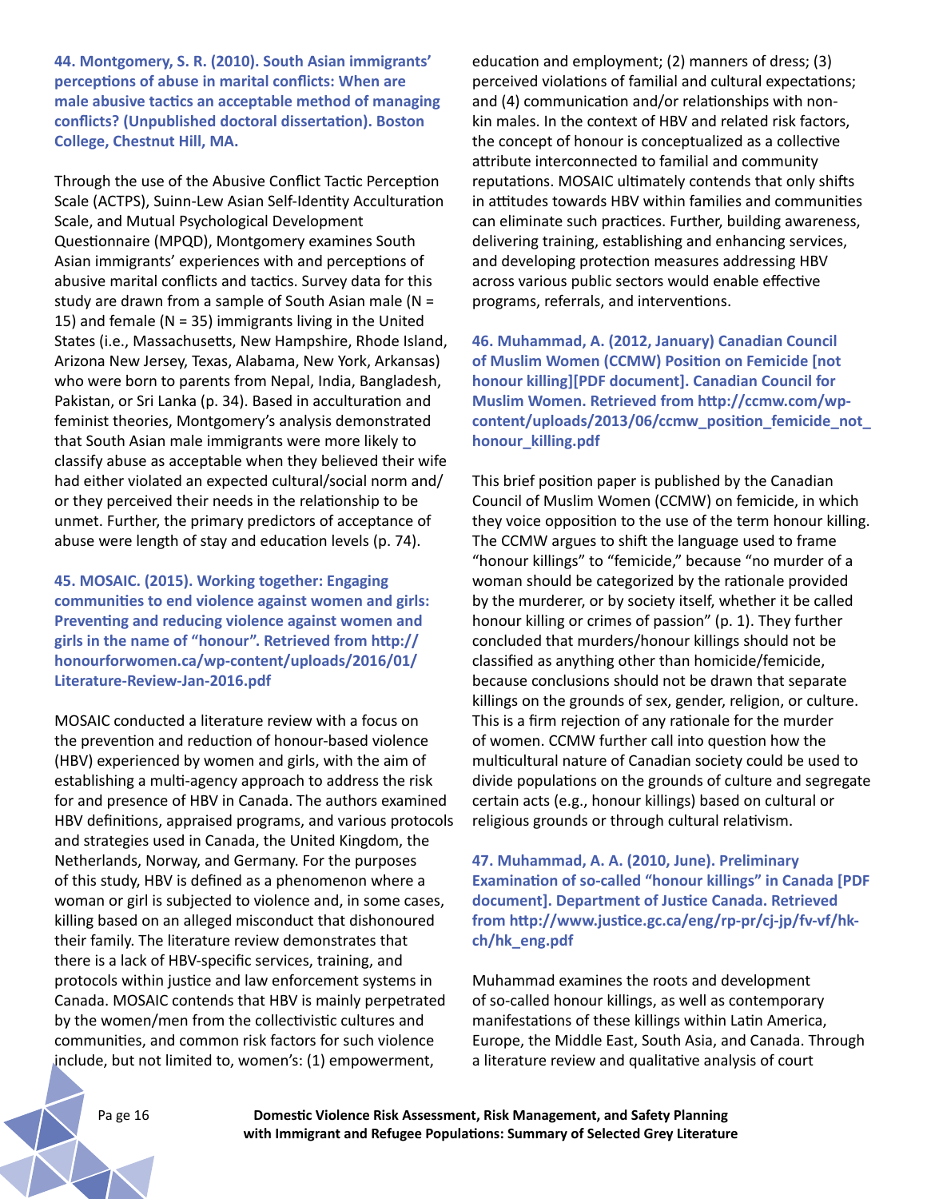**44. Montgomery, S. R. (2010). South Asian immigrants' perceptions of abuse in marital conflicts: When are male abusive tactics an acceptable method of managing conflicts? (Unpublished doctoral dissertation). Boston College, Chestnut Hill, MA.**

Through the use of the Abusive Conflict Tactic Perception Scale (ACTPS), Suinn-Lew Asian Self-Identity Acculturation Scale, and Mutual Psychological Development Questionnaire (MPQD), Montgomery examines South Asian immigrants' experiences with and perceptions of abusive marital conflicts and tactics. Survey data for this study are drawn from a sample of South Asian male (N = 15) and female (N = 35) immigrants living in the United States (i.e., Massachusetts, New Hampshire, Rhode Island, Arizona New Jersey, Texas, Alabama, New York, Arkansas) who were born to parents from Nepal, India, Bangladesh, Pakistan, or Sri Lanka (p. 34). Based in acculturation and feminist theories, Montgomery's analysis demonstrated that South Asian male immigrants were more likely to classify abuse as acceptable when they believed that their wife had either violated an expected cultural/social norm and/or they perceived their needs in the relationship to be unmet. Further, the primary predictors of acceptance of abuse were length of stay and education levels (p. 74).

**45. MOSAIC. (2015). Working together: Engaging communities to end violence against women and girls: Preventing and reducing violence against women and girls in the name of "honour". Retrieved from http://honourforwomen.ca/wp-content/uploads/2016/01/Literature-Review-Jan-2016.pdf**

MOSAIC conducted a literature review with a focus on the prevention and reduction of honour-based violence (HBV) experienced by women and girls, with the aim of establishing a multi-agency approach to address the risk for and presence of HBV in Canada. The authors examined HBV definitions, appraised programs, and various protocols and strategies used in Canada, the United Kingdom, the Netherlands, Norway, and Germany. For the purposes of this study, HBV is defined as a phenomenon where a woman or girl is subjected to violence and, in some cases, killing based on an alleged misconduct that dishonoured their family. The literature review demonstrates that there is a lack of HBV-specific services, training, and protocols within justice and law enforcement systems in Canada. MOSAIC contends that HBV is mainly perpetrated by the women/men from the collectivistic cultures and communities, and common risk factors for such violence include, but not limited to, women's: (1) empowerment, education and employment; (2) manners of dress; (3) perceived violations of familial and cultural expectations; and (4) communication and/or relationships with non-kin males. In the context of HBV and related risk factors, the concept of honour is conceptualized as a collective attribute interconnected to familial and community reputations. MOSAIC ultimately contends that only shifts in attitudes towards HBV within families and communities can eliminate such practices. Further, building awareness, delivering training, establishing and enhancing services, and developing protection measures addressing HBV across various public sectors would enable effective programs, referrals, and interventions.

**46. Muhammad, A. (2012, January) Canadian Council of Muslim Women (CCMW) Position on Femicide [not honour killing][PDF document]. Canadian Council for Muslim Women. Retrieved from http://ccmw.com/wp-content/uploads/2013/06/ccmw_position_femicide_not_honour_killing.pdf**

This brief position paper is published by the Canadian Council of Muslim Women (CCMW) on femicide, in which they voice opposition to the use of the term honour killing. The CCMW argues to shift the language used to frame "honour killings" to "femicide," because "no murder of a woman should be categorized by the rationale provided by the murderer, or by society itself, whether it be called honour killing or crimes of passion" (p. 1). They further concluded that murders/honour killings should not be classified as anything other than homicide/femicide, because conclusions should not be drawn that separate killings on the grounds of sex, gender, religion, or culture. This is a firm rejection of any rationale for the murder of women. CCMW further call into question how the multicultural nature of Canadian society could be used to divide populations on the grounds of culture and segregate certain acts (e.g., honour killings) based on cultural or religious grounds or through cultural relativism.

**47. Muhammad, A. A. (2010, June). Preliminary Examination of so-called "honour killings" in Canada [PDF document]. Department of Justice Canada. Retrieved from http://www.justice.gc.ca/eng/rp-pr/cj-jp/fv-vf/hk-ch/hk_eng.pdf**

Muhammad examines the roots and development of so-called honour killings, as well as contemporary manifestations of these killings within Latin America, Europe, the Middle East, South Asia, and Canada. Through a literature review and qualitative analysis of court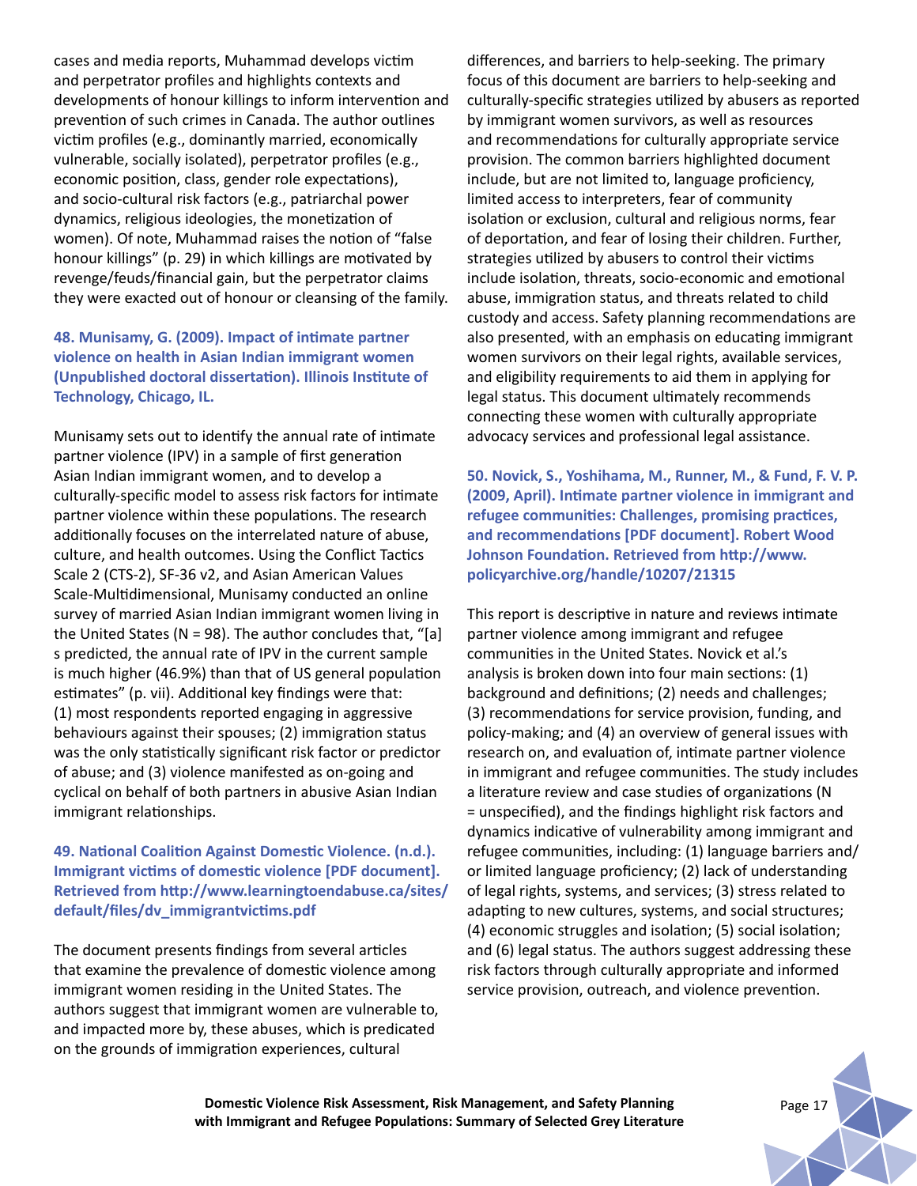cases and media reports, Muhammad develops victim and perpetrator profiles and highlights contexts and developments of honour killings to inform intervention and prevention of such crimes in Canada. The author outlines victim profiles (e.g., dominantly married, economically vulnerable, socially isolated), perpetrator profiles (e.g., economic position, class, gender role expectations), and socio-cultural risk factors (e.g., patriarchal power dynamics, religious ideologies, the monetization of women). Of note, Muhammad raises the notion of "false honour killings" (p. 29) in which killings are motivated by revenge/feuds/financial gain, but the perpetrator claims they were exacted out of honour or cleansing of the family.

### 48. Munisamy, G. (2009). Impact of intimate partner violence on health in Asian Indian immigrant women (Unpublished doctoral dissertation). Illinois Institute of Technology, Chicago, IL.

Munisamy sets out to identify the annual rate of intimate partner violence (IPV) in a sample of first generation Asian Indian immigrant women, and to develop a culturally-specific model to assess risk factors for intimate partner violence within these populations. The research additionally focuses on the interrelated nature of abuse, culture, and health outcomes. Using the Conflict Tactics Scale 2 (CTS-2), SF-36 v2, and Asian American Values Scale-Multidimensional, Munisamy conducted an online survey of married Asian Indian immigrant women living in the United States (N = 98). The author concludes that, "[a]s predicted, the annual rate of IPV in the current sample is much higher (46.9%) than that of US general population estimates" (p. vii). Additional key findings were that: (1) most respondents reported engaging in aggressive behaviours against their spouses; (2) immigration status was the only statistically significant risk factor or predictor of abuse; and (3) violence manifested as on-going and cyclical on behalf of both partners in abusive Asian Indian immigrant relationships.

### 49. National Coalition Against Domestic Violence. (n.d.). Immigrant victims of domestic violence [PDF document]. Retrieved from http://www.learningtoendabuse.ca/sites/default/files/dv_immigrantvictims.pdf

The document presents findings from several articles that examine the prevalence of domestic violence among immigrant women residing in the United States. The authors suggest that immigrant women are vulnerable to, and impacted more by, these abuses, which is predicated on the grounds of immigration experiences, cultural differences, and barriers to help-seeking. The primary focus of this document are barriers to help-seeking and culturally-specific strategies utilized by abusers as reported by immigrant women survivors, as well as resources and recommendations for culturally appropriate service provision. The common barriers highlighted document include, but are not limited to, language proficiency, limited access to interpreters, fear of community isolation or exclusion, cultural and religious norms, fear of deportation, and fear of losing their children. Further, strategies utilized by abusers to control their victims include isolation, threats, socio-economic and emotional abuse, immigration status, and threats related to child custody and access. Safety planning recommendations are also presented, with an emphasis on educating immigrant women survivors on their legal rights, available services, and eligibility requirements to aid them in applying for legal status. This document ultimately recommends connecting these women with culturally appropriate advocacy services and professional legal assistance.

### 50. Novick, S., Yoshihama, M., Runner, M., & Fund, F. V. P. (2009, April). Intimate partner violence in immigrant and refugee communities: Challenges, promising practices, and recommendations [PDF document]. Robert Wood Johnson Foundation. Retrieved from http://www.policyarchive.org/handle/10207/21315

This report is descriptive in nature and reviews intimate partner violence among immigrant and refugee communities in the United States. Novick et al.'s analysis is broken down into four main sections: (1) background and definitions; (2) needs and challenges; (3) recommendations for service provision, funding, and policy-making; and (4) an overview of general issues with research on, and evaluation of, intimate partner violence in immigrant and refugee communities. The study includes a literature review and case studies of organizations (N = unspecified), and the findings highlight risk factors and dynamics indicative of vulnerability among immigrant and refugee communities, including: (1) language barriers and/or limited language proficiency; (2) lack of understanding of legal rights, systems, and services; (3) stress related to adapting to new cultures, systems, and social structures; (4) economic struggles and isolation; (5) social isolation; and (6) legal status. The authors suggest addressing these risk factors through culturally appropriate and informed service provision, outreach, and violence prevention.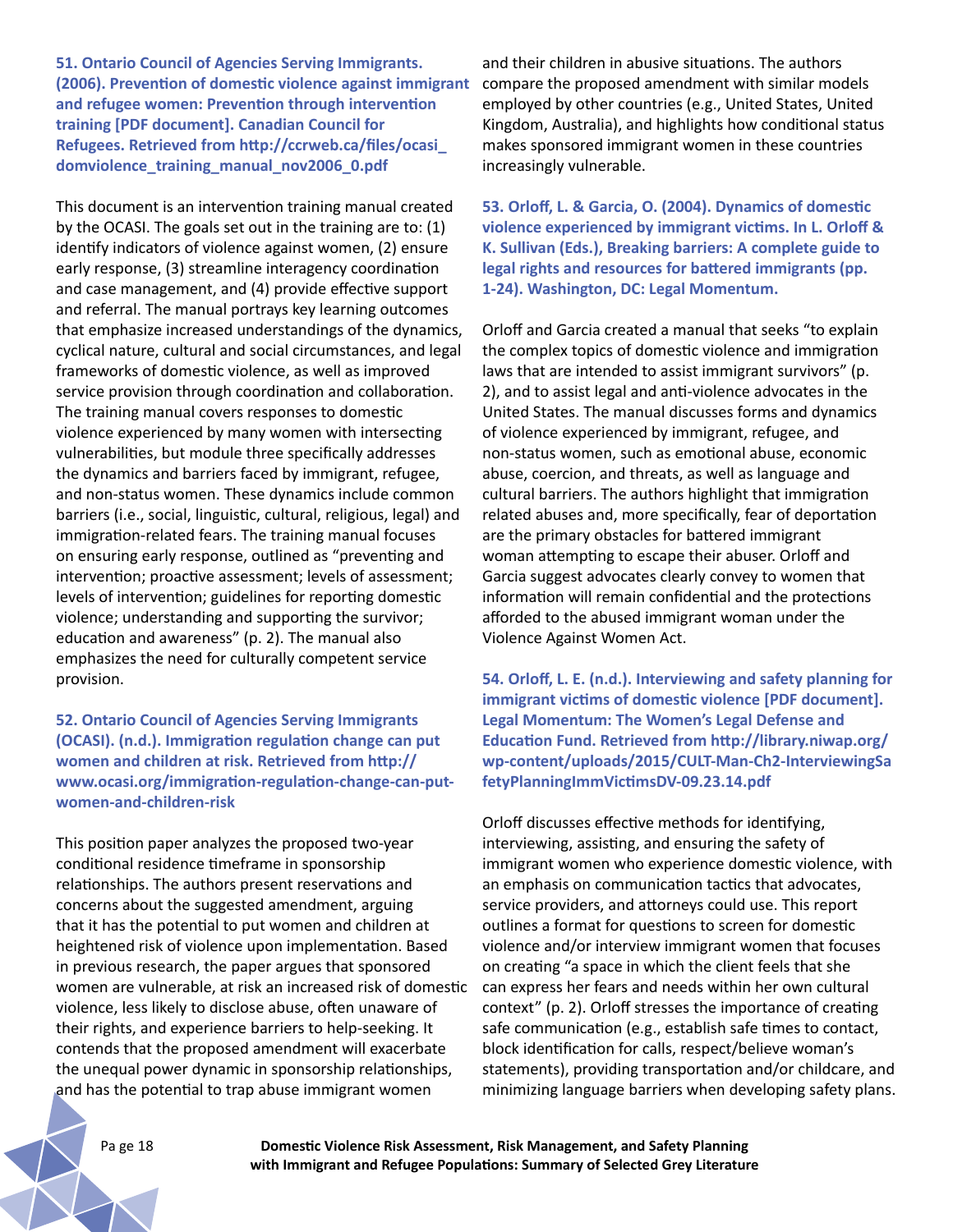**51. Ontario Council of Agencies Serving Immigrants. (2006). Prevention of domestic violence against immigrant and refugee women: Prevention through intervention training [PDF document]. Canadian Council for Refugees. Retrieved from http://ccrweb.ca/files/ocasi_domviolence_training_manual_nov2006_0.pdf**

This document is an intervention training manual created by the OCASI. The goals set out in the training are to: (1) identify indicators of violence against women, (2) ensure early response, (3) streamline interagency coordination and case management, and (4) provide effective support and referral. The manual portrays key learning outcomes that emphasize increased understandings of the dynamics, cyclical nature, cultural and social circumstances, and legal frameworks of domestic violence, as well as improved service provision through coordination and collaboration. The training manual covers responses to domestic violence experienced by many women with intersecting vulnerabilities, but module three specifically addresses the dynamics and barriers faced by immigrant, refugee, and non-status women. These dynamics include common barriers (i.e., social, linguistic, cultural, religious, legal) and immigration-related fears. The training manual focuses on ensuring early response, outlined as "preventing and intervention; proactive assessment; levels of assessment; levels of intervention; guidelines for reporting domestic violence; understanding and supporting the survivor; education and awareness" (p. 2). The manual also emphasizes the need for culturally competent service provision.

**52. Ontario Council of Agencies Serving Immigrants (OCASI). (n.d.). Immigration regulation change can put women and children at risk. Retrieved from http://www.ocasi.org/immigration-regulation-change-can-put-women-and-children-risk**

This position paper analyzes the proposed two-year conditional residence timeframe in sponsorship relationships. The authors present reservations and concerns about the suggested amendment, arguing that it has the potential to put women and children at heightened risk of violence upon implementation. Based in previous research, the paper argues that sponsored women are vulnerable, at risk an increased risk of domestic violence, less likely to disclose abuse, often unaware of their rights, and experience barriers to help-seeking. It contends that the proposed amendment will exacerbate the unequal power dynamic in sponsorship relationships, and has the potential to trap abuse immigrant women and their children in abusive situations. The authors compare the proposed amendment with similar models employed by other countries (e.g., United States, United Kingdom, Australia), and highlights how conditional status makes sponsored immigrant women in these countries increasingly vulnerable.

**53. Orloff, L. & Garcia, O. (2004). Dynamics of domestic violence experienced by immigrant victims. In L. Orloff & K. Sullivan (Eds.), Breaking barriers: A complete guide to legal rights and resources for battered immigrants (pp. 1-24). Washington, DC: Legal Momentum.**

Orloff and Garcia created a manual that seeks "to explain the complex topics of domestic violence and immigration laws that are intended to assist immigrant survivors" (p. 2), and to assist legal and anti-violence advocates in the United States. The manual discusses forms and dynamics of violence experienced by immigrant, refugee, and non-status women, such as emotional abuse, economic abuse, coercion, and threats, as well as language and cultural barriers. The authors highlight that immigration related abuses and, more specifically, fear of deportation are the primary obstacles for battered immigrant woman attempting to escape their abuser. Orloff and Garcia suggest advocates clearly convey to women that information will remain confidential and the protections afforded to the abused immigrant woman under the Violence Against Women Act.

**54. Orloff, L. E. (n.d.). Interviewing and safety planning for immigrant victims of domestic violence [PDF document]. Legal Momentum: The Women's Legal Defense and Education Fund. Retrieved from http://library.niwap.org/wp-content/uploads/2015/CULT-Man-Ch2-InterviewingSafetyPlanningImmVictimsDV-09.23.14.pdf**

Orloff discusses effective methods for identifying, interviewing, assisting, and ensuring the safety of immigrant women who experience domestic violence, with an emphasis on communication tactics that advocates, service providers, and attorneys could use. This report outlines a format for questions to screen for domestic violence and/or interview immigrant women that focuses on creating "a space in which the client feels that she can express her fears and needs within her own cultural context" (p. 2). Orloff stresses the importance of creating safe communication (e.g., establish safe times to contact, block identification for calls, respect/believe woman's statements), providing transportation and/or childcare, and minimizing language barriers when developing safety plans.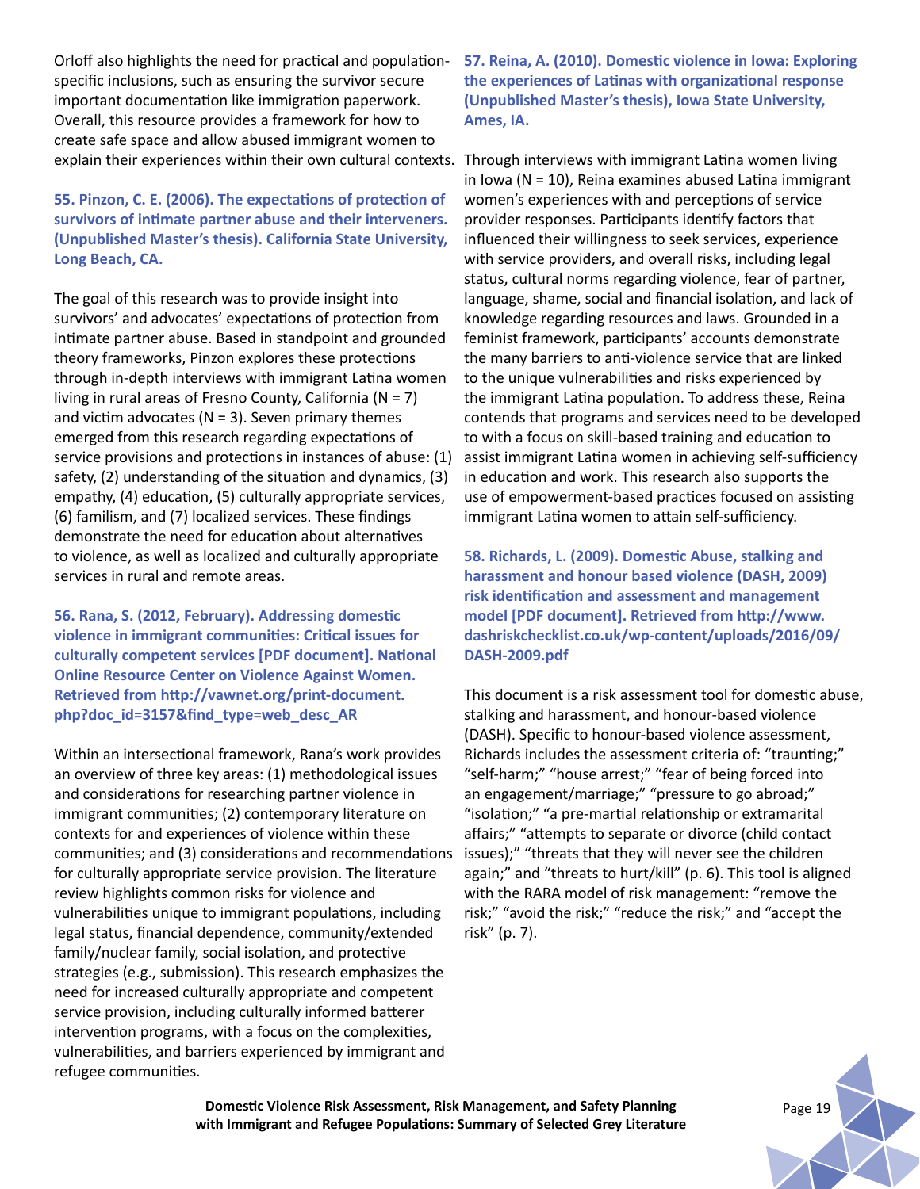Orloff also highlights the need for practical and population-specific inclusions, such as ensuring the survivor secure important documentation like immigration paperwork. Overall, this resource provides a framework for how to create safe space and allow abused immigrant women to explain their experiences within their own cultural contexts.

**55. Pinzon, C. E. (2006). The expectations of protection of survivors of intimate partner abuse and their interveners. (Unpublished Master's thesis). California State University, Long Beach, CA.**

The goal of this research was to provide insight into survivors' and advocates' expectations of protection from intimate partner abuse. Based in standpoint and grounded theory frameworks, Pinzon explores these protections through in-depth interviews with immigrant Latina women living in rural areas of Fresno County, California (N = 7) and victim advocates (N = 3). Seven primary themes emerged from this research regarding expectations of service provisions and protections in instances of abuse: (1) safety, (2) understanding of the situation and dynamics, (3) empathy, (4) education, (5) culturally appropriate services, (6) familism, and (7) localized services. These findings demonstrate the need for education about alternatives to violence, as well as localized and culturally appropriate services in rural and remote areas.

**56. Rana, S. (2012, February). Addressing domestic violence in immigrant communities: Critical issues for culturally competent services [PDF document]. National Online Resource Center on Violence Against Women. Retrieved from http://vawnet.org/print-document.php?doc_id=3157&find_type=web_desc_AR**

Within an intersectional framework, Rana's work provides an overview of three key areas: (1) methodological issues and considerations for researching partner violence in immigrant communities; (2) contemporary literature on contexts for and experiences of violence within these communities; and (3) considerations and recommendations for culturally appropriate service provision. The literature review highlights common risks for violence and vulnerabilities unique to immigrant populations, including legal status, financial dependence, community/extended family/nuclear family, social isolation, and protective strategies (e.g., submission). This research emphasizes the need for increased culturally appropriate and competent service provision, including culturally informed batterer intervention programs, with a focus on the complexities, vulnerabilities, and barriers experienced by immigrant and refugee communities.

**57. Reina, A. (2010). Domestic violence in Iowa: Exploring the experiences of Latinas with organizational response (Unpublished Master's thesis), Iowa State University, Ames, IA.**

Through interviews with immigrant Latina women living in Iowa (N = 10), Reina examines abused Latina immigrant women's experiences with and perceptions of service provider responses. Participants identify factors that influenced their willingness to seek services, experience with service providers, and overall risks, including legal status, cultural norms regarding violence, fear of partner, language, shame, social and financial isolation, and lack of knowledge regarding resources and laws. Grounded in a feminist framework, participants' accounts demonstrate the many barriers to anti-violence service that are linked to the unique vulnerabilities and risks experienced by the immigrant Latina population. To address these, Reina contends that programs and services need to be developed to with a focus on skill-based training and education to assist immigrant Latina women in achieving self-sufficiency in education and work. This research also supports the use of empowerment-based practices focused on assisting immigrant Latina women to attain self-sufficiency.

**58. Richards, L. (2009). Domestic Abuse, stalking and harassment and honour based violence (DASH, 2009) risk identification and assessment and management model [PDF document]. Retrieved from http://www.dashriskchecklist.co.uk/wp-content/uploads/2016/09/DASH-2009.pdf**

This document is a risk assessment tool for domestic abuse, stalking and harassment, and honour-based violence (DASH). Specific to honour-based violence assessment, Richards includes the assessment criteria of: "traunting;" "self-harm;" "house arrest;" "fear of being forced into an engagement/marriage;" "pressure to go abroad;" "isolation;" "a pre-martial relationship or extramarital affairs;" "attempts to separate or divorce (child contact issues);" "threats that they will never see the children again;" and "threats to hurt/kill" (p. 6). This tool is aligned with the RARA model of risk management: "remove the risk;" "avoid the risk;" "reduce the risk;" and "accept the risk" (p. 7).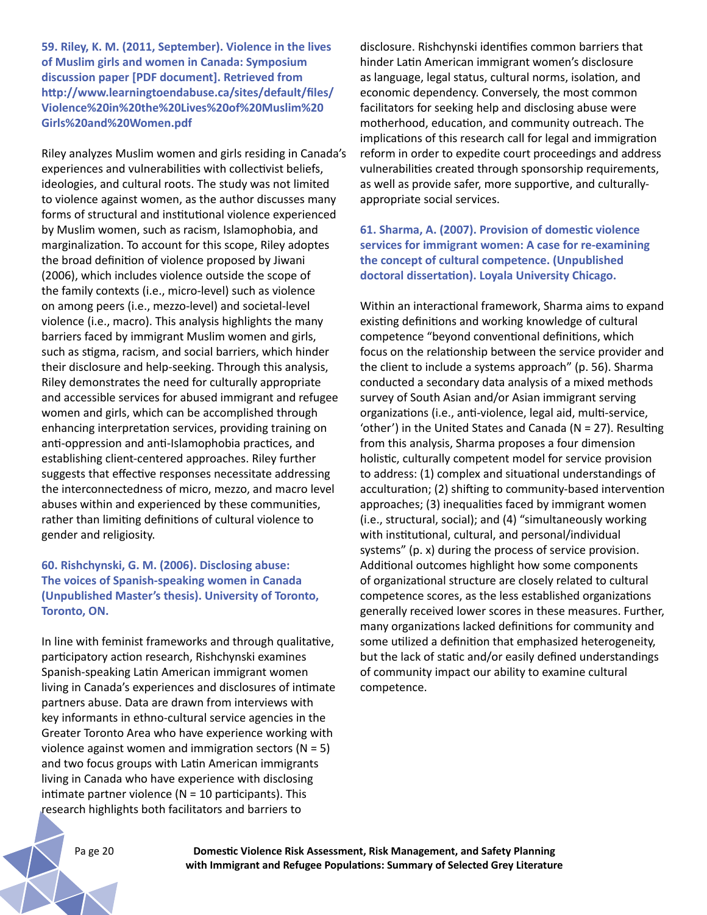**59. Riley, K. M. (2011, September). Violence in the lives of Muslim girls and women in Canada: Symposium discussion paper [PDF document]. Retrieved from http://www.learningtoendabuse.ca/sites/default/files/Violence%20in%20the%20Lives%20of%20Muslim%20Girls%20and%20Women.pdf**

Riley analyzes Muslim women and girls residing in Canada's experiences and vulnerabilities with collectivist beliefs, ideologies, and cultural roots. The study was not limited to violence against women, as the author discusses many forms of structural and institutional violence experienced by Muslim women, such as racism, Islamophobia, and marginalization. To account for this scope, Riley adoptes the broad definition of violence proposed by Jiwani (2006), which includes violence outside the scope of the family contexts (i.e., micro-level) such as violence on among peers (i.e., mezzo-level) and societal-level violence (i.e., macro). This analysis highlights the many barriers faced by immigrant Muslim women and girls, such as stigma, racism, and social barriers, which hinder their disclosure and help-seeking. Through this analysis, Riley demonstrates the need for culturally appropriate and accessible services for abused immigrant and refugee women and girls, which can be accomplished through enhancing interpretation services, providing training on anti-oppression and anti-Islamophobia practices, and establishing client-centered approaches. Riley further suggests that effective responses necessitate addressing the interconnectedness of micro, mezzo, and macro level abuses within and experienced by these communities, rather than limiting definitions of cultural violence to gender and religiosity.

**60. Rishchynski, G. M. (2006). Disclosing abuse: The voices of Spanish-speaking women in Canada (Unpublished Master's thesis). University of Toronto, Toronto, ON.**

In line with feminist frameworks and through qualitative, participatory action research, Rishchynski examines Spanish-speaking Latin American immigrant women living in Canada's experiences and disclosures of intimate partners abuse. Data are drawn from interviews with key informants in ethno-cultural service agencies in the Greater Toronto Area who have experience working with violence against women and immigration sectors (N = 5) and two focus groups with Latin American immigrants living in Canada who have experience with disclosing intimate partner violence (N = 10 participants). This research highlights both facilitators and barriers to disclosure. Rishchynski identifies common barriers that hinder Latin American immigrant women's disclosure as language, legal status, cultural norms, isolation, and economic dependency. Conversely, the most common facilitators for seeking help and disclosing abuse were motherhood, education, and community outreach. The implications of this research call for legal and immigration reform in order to expedite court proceedings and address vulnerabilities created through sponsorship requirements, as well as provide safer, more supportive, and culturally-appropriate social services.

**61. Sharma, A. (2007). Provision of domestic violence services for immigrant women: A case for re-examining the concept of cultural competence. (Unpublished doctoral dissertation). Loyala University Chicago.**

Within an interactional framework, Sharma aims to expand existing definitions and working knowledge of cultural competence "beyond conventional definitions, which focus on the relationship between the service provider and the client to include a systems approach" (p. 56). Sharma conducted a secondary data analysis of a mixed methods survey of South Asian and/or Asian immigrant serving organizations (i.e., anti-violence, legal aid, multi-service, 'other') in the United States and Canada (N = 27). Resulting from this analysis, Sharma proposes a four dimension holistic, culturally competent model for service provision to address: (1) complex and situational understandings of acculturation; (2) shifting to community-based intervention approaches; (3) inequalities faced by immigrant women (i.e., structural, social); and (4) "simultaneously working with institutional, cultural, and personal/individual systems" (p. x) during the process of service provision. Additional outcomes highlight how some components of organizational structure are closely related to cultural competence scores, as the less established organizations generally received lower scores in these measures. Further, many organizations lacked definitions for community and some utilized a definition that emphasized heterogeneity, but the lack of static and/or easily defined understandings of community impact our ability to examine cultural competence.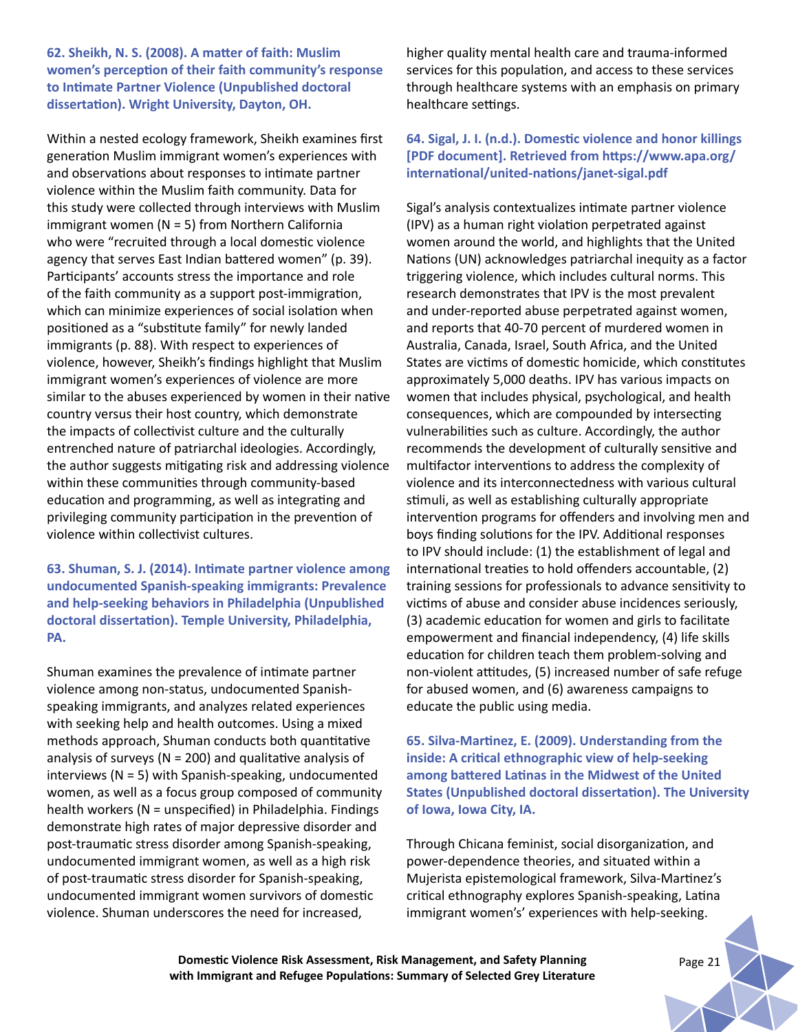**62. Sheikh, N. S. (2008). A matter of faith: Muslim women's perception of their faith community's response to Intimate Partner Violence (Unpublished doctoral dissertation). Wright University, Dayton, OH.**

Within a nested ecology framework, Sheikh examines first generation Muslim immigrant women's experiences with and observations about responses to intimate partner violence within the Muslim faith community. Data for this study were collected through interviews with Muslim immigrant women (N = 5) from Northern California who were "recruited through a local domestic violence agency that serves East Indian battered women" (p. 39). Participants' accounts stress the importance and role of the faith community as a support post-immigration, which can minimize experiences of social isolation when positioned as a "substitute family" for newly landed immigrants (p. 88). With respect to experiences of violence, however, Sheikh's findings highlight that Muslim immigrant women's experiences of violence are more similar to the abuses experienced by women in their native country versus their host country, which demonstrate the impacts of collectivist culture and the culturally entrenched nature of patriarchal ideologies. Accordingly, the author suggests mitigating risk and addressing violence within these communities through community-based education and programming, as well as integrating and privileging community participation in the prevention of violence within collectivist cultures.

**63. Shuman, S. J. (2014). Intimate partner violence among undocumented Spanish-speaking immigrants: Prevalence and help-seeking behaviors in Philadelphia (Unpublished doctoral dissertation). Temple University, Philadelphia, PA.**

Shuman examines the prevalence of intimate partner violence among non-status, undocumented Spanish-speaking immigrants, and analyzes related experiences with seeking help and health outcomes. Using a mixed methods approach, Shuman conducts both quantitative analysis of surveys (N = 200) and qualitative analysis of interviews (N = 5) with Spanish-speaking, undocumented women, as well as a focus group composed of community health workers (N = unspecified) in Philadelphia. Findings demonstrate high rates of major depressive disorder and post-traumatic stress disorder among Spanish-speaking, undocumented immigrant women, as well as a high risk of post-traumatic stress disorder for Spanish-speaking, undocumented immigrant women survivors of domestic violence. Shuman underscores the need for increased, higher quality mental health care and trauma-informed services for this population, and access to these services through healthcare systems with an emphasis on primary healthcare settings.

**64. Sigal, J. I. (n.d.). Domestic violence and honor killings [PDF document]. Retrieved from https://www.apa.org/international/united-nations/janet-sigal.pdf**

Sigal's analysis contextualizes intimate partner violence (IPV) as a human right violation perpetrated against women around the world, and highlights that the United Nations (UN) acknowledges patriarchal inequity as a factor triggering violence, which includes cultural norms. This research demonstrates that IPV is the most prevalent and under-reported abuse perpetrated against women, and reports that 40-70 percent of murdered women in Australia, Canada, Israel, South Africa, and the United States are victims of domestic homicide, which constitutes approximately 5,000 deaths. IPV has various impacts on women that includes physical, psychological, and health consequences, which are compounded by intersecting vulnerabilities such as culture. Accordingly, the author recommends the development of culturally sensitive and multifactor interventions to address the complexity of violence and its interconnectedness with various cultural stimuli, as well as establishing culturally appropriate intervention programs for offenders and involving men and boys finding solutions for the IPV. Additional responses to IPV should include: (1) the establishment of legal and international treaties to hold offenders accountable, (2) training sessions for professionals to advance sensitivity to victims of abuse and consider abuse incidences seriously, (3) academic education for women and girls to facilitate empowerment and financial independency, (4) life skills education for children teach them problem-solving and non-violent attitudes, (5) increased number of safe refuge for abused women, and (6) awareness campaigns to educate the public using media.

**65. Silva-Martinez, E. (2009). Understanding from the inside: A critical ethnographic view of help-seeking among battered Latinas in the Midwest of the United States (Unpublished doctoral dissertation). The University of Iowa, Iowa City, IA.**

Through Chicana feminist, social disorganization, and power-dependence theories, and situated within a Mujerista epistemological framework, Silva-Martinez's critical ethnography explores Spanish-speaking, Latina immigrant women's' experiences with help-seeking.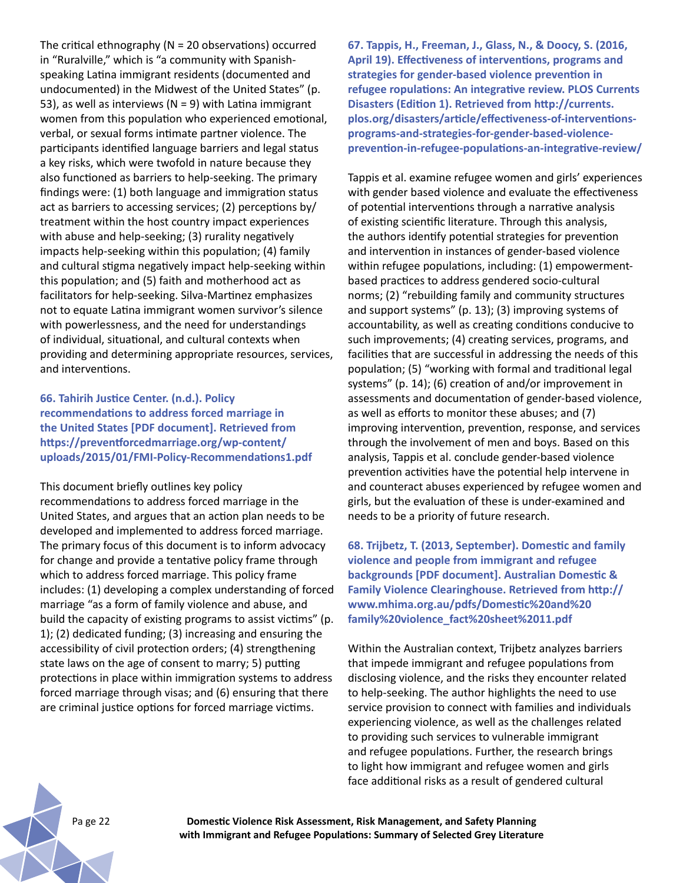The critical ethnography (N = 20 observations) occurred in "Ruralville," which is "a community with Spanish-speaking Latina immigrant residents (documented and undocumented) in the Midwest of the United States" (p. 53), as well as interviews (N = 9) with Latina immigrant women from this population who experienced emotional, verbal, or sexual forms intimate partner violence. The participants identified language barriers and legal status a key risks, which were twofold in nature because they also functioned as barriers to help-seeking. The primary findings were: (1) both language and immigration status act as barriers to accessing services; (2) perceptions by/treatment within the host country impact experiences with abuse and help-seeking; (3) rurality negatively impacts help-seeking within this population; (4) family and cultural stigma negatively impact help-seeking within this population; and (5) faith and motherhood act as facilitators for help-seeking. Silva-Martinez emphasizes not to equate Latina immigrant women survivor's silence with powerlessness, and the need for understandings of individual, situational, and cultural contexts when providing and determining appropriate resources, services, and interventions.

**66. Tahirih Justice Center. (n.d.). Policy recommendations to address forced marriage in the United States [PDF document]. Retrieved from https://preventforcedmarriage.org/wp-content/uploads/2015/01/FMI-Policy-Recommendations1.pdf**

This document briefly outlines key policy recommendations to address forced marriage in the United States, and argues that an action plan needs to be developed and implemented to address forced marriage. The primary focus of this document is to inform advocacy for change and provide a tentative policy frame through which to address forced marriage. This policy frame includes: (1) developing a complex understanding of forced marriage "as a form of family violence and abuse, and build the capacity of existing programs to assist victims" (p. 1); (2) dedicated funding; (3) increasing and ensuring the accessibility of civil protection orders; (4) strengthening state laws on the age of consent to marry; 5) putting protections in place within immigration systems to address forced marriage through visas; and (6) ensuring that there are criminal justice options for forced marriage victims.

**67. Tappis, H., Freeman, J., Glass, N., & Doocy, S. (2016, April 19). Effectiveness of interventions, programs and strategies for gender-based violence prevention in refugee populations: An integrative review. PLOS Currents Disasters (Edition 1). Retrieved from http://currents.plos.org/disasters/article/effectiveness-of-interventions-programs-and-strategies-for-gender-based-violence-prevention-in-refugee-populations-an-integrative-review/**

Tappis et al. examine refugee women and girls' experiences with gender based violence and evaluate the effectiveness of potential interventions through a narrative analysis of existing scientific literature. Through this analysis, the authors identify potential strategies for prevention and intervention in instances of gender-based violence within refugee populations, including: (1) empowerment-based practices to address gendered socio-cultural norms; (2) "rebuilding family and community structures and support systems" (p. 13); (3) improving systems of accountability, as well as creating conditions conducive to such improvements; (4) creating services, programs, and facilities that are successful in addressing the needs of this population; (5) "working with formal and traditional legal systems" (p. 14); (6) creation of and/or improvement in assessments and documentation of gender-based violence, as well as efforts to monitor these abuses; and (7) improving intervention, prevention, response, and services through the involvement of men and boys. Based on this analysis, Tappis et al. conclude gender-based violence prevention activities have the potential help intervene in and counteract abuses experienced by refugee women and girls, but the evaluation of these is under-examined and needs to be a priority of future research.

**68. Trijbetz, T. (2013, September). Domestic and family violence and people from immigrant and refugee backgrounds [PDF document]. Australian Domestic & Family Violence Clearinghouse. Retrieved from http://www.mhima.org.au/pdfs/Domestic%20and%20family%20violence_fact%20sheet%2011.pdf**

Within the Australian context, Trijbetz analyzes barriers that impede immigrant and refugee populations from disclosing violence, and the risks they encounter related to help-seeking. The author highlights the need to use service provision to connect with families and individuals experiencing violence, as well as the challenges related to providing such services to vulnerable immigrant and refugee populations. Further, the research brings to light how immigrant and refugee women and girls face additional risks as a result of gendered cultural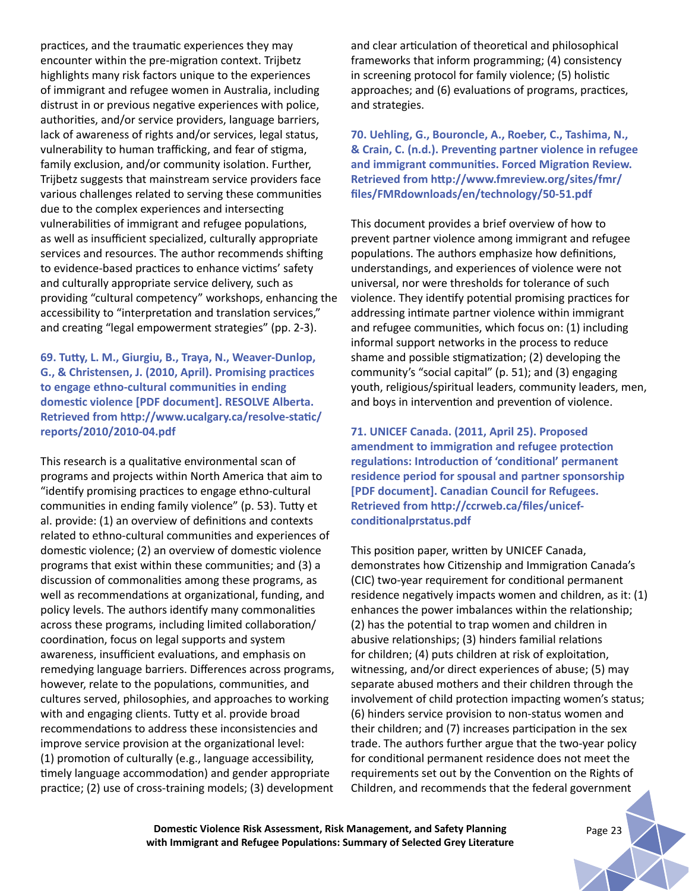practices, and the traumatic experiences they may encounter within the pre-migration context. Trijbetz highlights many risk factors unique to the experiences of immigrant and refugee women in Australia, including distrust in or previous negative experiences with police, authorities, and/or service providers, language barriers, lack of awareness of rights and/or services, legal status, vulnerability to human trafficking, and fear of stigma, family exclusion, and/or community isolation. Further, Trijbetz suggests that mainstream service providers face various challenges related to serving these communities due to the complex experiences and intersecting vulnerabilities of immigrant and refugee populations, as well as insufficient specialized, culturally appropriate services and resources. The author recommends shifting to evidence-based practices to enhance victims' safety and culturally appropriate service delivery, such as providing "cultural competency" workshops, enhancing the accessibility to "interpretation and translation services," and creating "legal empowerment strategies" (pp. 2-3).

**69. Tutty, L. M., Giurgiu, B., Traya, N., Weaver-Dunlop, G., & Christensen, J. (2010, April). Promising practices to engage ethno-cultural communities in ending domestic violence [PDF document]. RESOLVE Alberta. Retrieved from http://www.ucalgary.ca/resolve-static/reports/2010/2010-04.pdf**

This research is a qualitative environmental scan of programs and projects within North America that aim to "identify promising practices to engage ethno-cultural communities in ending family violence" (p. 53). Tutty et al. provide: (1) an overview of definitions and contexts related to ethno-cultural communities and experiences of domestic violence; (2) an overview of domestic violence programs that exist within these communities; and (3) a discussion of commonalities among these programs, as well as recommendations at organizational, funding, and policy levels. The authors identify many commonalities across these programs, including limited collaboration/coordination, focus on legal supports and system awareness, insufficient evaluations, and emphasis on remedying language barriers. Differences across programs, however, relate to the populations, communities, and cultures served, philosophies, and approaches to working with and engaging clients. Tutty et al. provide broad recommendations to address these inconsistencies and improve service provision at the organizational level: (1) promotion of culturally (e.g., language accessibility, timely language accommodation) and gender appropriate practice; (2) use of cross-training models; (3) development and clear articulation of theoretical and philosophical frameworks that inform programming; (4) consistency in screening protocol for family violence; (5) holistic approaches; and (6) evaluations of programs, practices, and strategies.

**70. Uehling, G., Bouroncle, A., Roeber, C., Tashima, N., & Crain, C. (n.d.). Preventing partner violence in refugee and immigrant communities. Forced Migration Review. Retrieved from http://www.fmreview.org/sites/fmr/files/FMRdownloads/en/technology/50-51.pdf**

This document provides a brief overview of how to prevent partner violence among immigrant and refugee populations. The authors emphasize how definitions, understandings, and experiences of violence were not universal, nor were thresholds for tolerance of such violence. They identify potential promising practices for addressing intimate partner violence within immigrant and refugee communities, which focus on: (1) including informal support networks in the process to reduce shame and possible stigmatization; (2) developing the community's "social capital" (p. 51); and (3) engaging youth, religious/spiritual leaders, community leaders, men, and boys in intervention and prevention of violence.

**71. UNICEF Canada. (2011, April 25). Proposed amendment to immigration and refugee protection regulations: Introduction of 'conditional' permanent residence period for spousal and partner sponsorship [PDF document]. Canadian Council for Refugees. Retrieved from http://ccrweb.ca/files/unicef-conditionalprstatus.pdf**

This position paper, written by UNICEF Canada, demonstrates how Citizenship and Immigration Canada's (CIC) two-year requirement for conditional permanent residence negatively impacts women and children, as it: (1) enhances the power imbalances within the relationship; (2) has the potential to trap women and children in abusive relationships; (3) hinders familial relations for children; (4) puts children at risk of exploitation, witnessing, and/or direct experiences of abuse; (5) may separate abused mothers and their children through the involvement of child protection impacting women's status; (6) hinders service provision to non-status women and their children; and (7) increases participation in the sex trade. The authors further argue that the two-year policy for conditional permanent residence does not meet the requirements set out by the Convention on the Rights of Children, and recommends that the federal government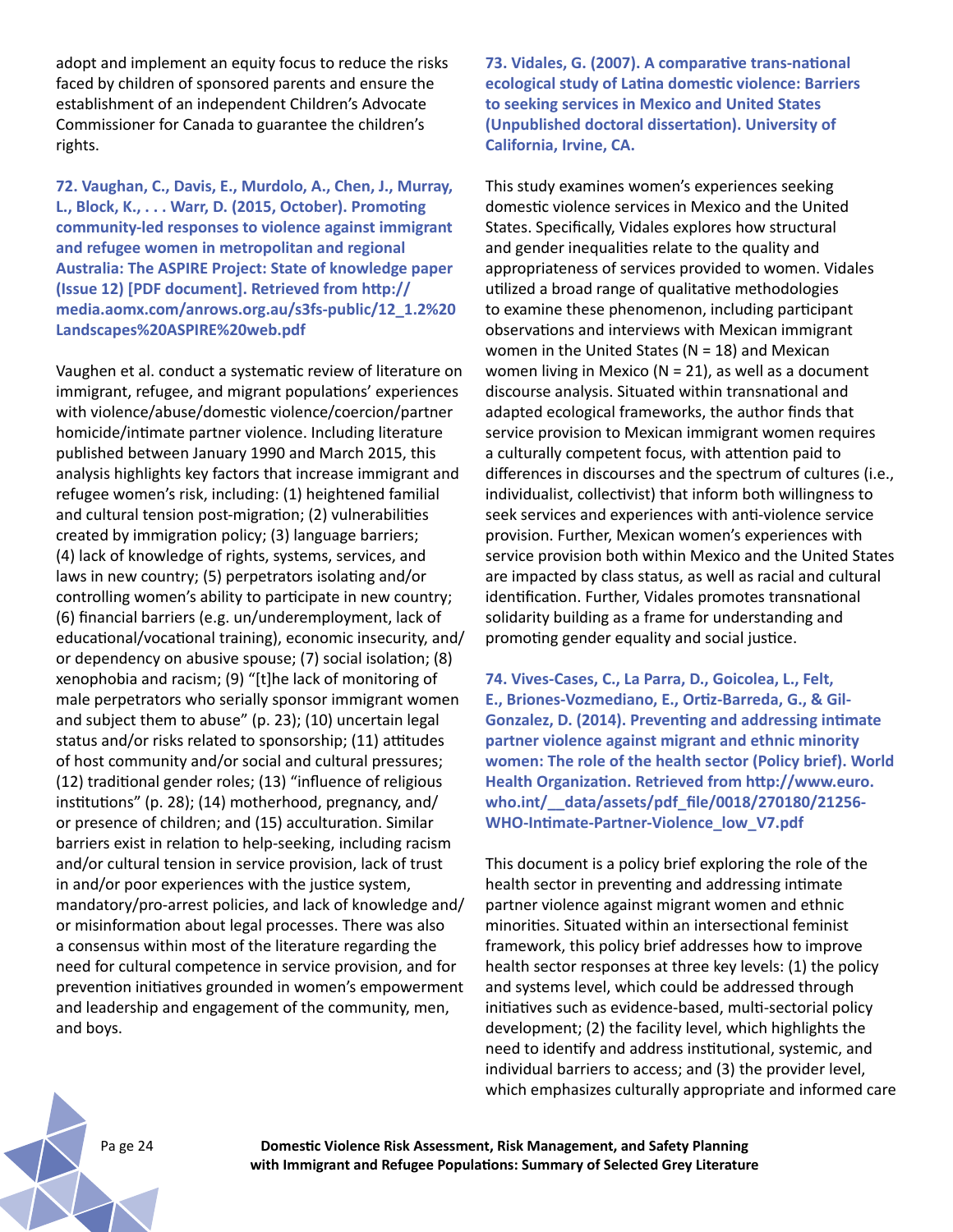adopt and implement an equity focus to reduce the risks faced by children of sponsored parents and ensure the establishment of an independent Children's Advocate Commissioner for Canada to guarantee the children's rights.

**72. Vaughan, C., Davis, E., Murdolo, A., Chen, J., Murray, L., Block, K., . . . Warr, D. (2015, October). Promoting community-led responses to violence against immigrant and refugee women in metropolitan and regional Australia: The ASPIRE Project: State of knowledge paper (Issue 12) [PDF document]. Retrieved from http://media.aomx.com/anrows.org.au/s3fs-public/12_1.2%20Landscapes%20ASPIRE%20web.pdf**

Vaughen et al. conduct a systematic review of literature on immigrant, refugee, and migrant populations' experiences with violence/abuse/domestic violence/coercion/partner homicide/intimate partner violence. Including literature published between January 1990 and March 2015, this analysis highlights key factors that increase immigrant and refugee women's risk, including: (1) heightened familial and cultural tension post-migration; (2) vulnerabilities created by immigration policy; (3) language barriers; (4) lack of knowledge of rights, systems, services, and laws in new country; (5) perpetrators isolating and/or controlling women's ability to participate in new country; (6) financial barriers (e.g. un/underemployment, lack of educational/vocational training), economic insecurity, and/or dependency on abusive spouse; (7) social isolation; (8) xenophobia and racism; (9) "[t]he lack of monitoring of male perpetrators who serially sponsor immigrant women and subject them to abuse" (p. 23); (10) uncertain legal status and/or risks related to sponsorship; (11) attitudes of host community and/or social and cultural pressures; (12) traditional gender roles; (13) "influence of religious institutions" (p. 28); (14) motherhood, pregnancy, and/or presence of children; and (15) acculturation. Similar barriers exist in relation to help-seeking, including racism and/or cultural tension in service provision, lack of trust in and/or poor experiences with the justice system, mandatory/pro-arrest policies, and lack of knowledge and/or misinformation about legal processes. There was also a consensus within most of the literature regarding the need for cultural competence in service provision, and for prevention initiatives grounded in women's empowerment and leadership and engagement of the community, men, and boys.

**73. Vidales, G. (2007). A comparative trans-national ecological study of Latina domestic violence: Barriers to seeking services in Mexico and United States (Unpublished doctoral dissertation). University of California, Irvine, CA.**

This study examines women's experiences seeking domestic violence services in Mexico and the United States. Specifically, Vidales explores how structural and gender inequalities relate to the quality and appropriateness of services provided to women. Vidales utilized a broad range of qualitative methodologies to examine these phenomenon, including participant observations and interviews with Mexican immigrant women in the United States (N = 18) and Mexican women living in Mexico (N = 21), as well as a document discourse analysis. Situated within transnational and adapted ecological frameworks, the author finds that service provision to Mexican immigrant women requires a culturally competent focus, with attention paid to differences in discourses and the spectrum of cultures (i.e., individualist, collectivist) that inform both willingness to seek services and experiences with anti-violence service provision. Further, Mexican women's experiences with service provision both within Mexico and the United States are impacted by class status, as well as racial and cultural identification. Further, Vidales promotes transnational solidarity building as a frame for understanding and promoting gender equality and social justice.

**74. Vives-Cases, C., La Parra, D., Goicolea, L., Felt, E., Briones-Vozmediano, E., Ortiz-Barreda, G., & Gil-Gonzalez, D. (2014). Preventing and addressing intimate partner violence against migrant and ethnic minority women: The role of the health sector (Policy brief). World Health Organization. Retrieved from http://www.euro.who.int/__data/assets/pdf_file/0018/270180/21256-WHO-Intimate-Partner-Violence_low_V7.pdf**

This document is a policy brief exploring the role of the health sector in preventing and addressing intimate partner violence against migrant women and ethnic minorities. Situated within an intersectional feminist framework, this policy brief addresses how to improve health sector responses at three key levels: (1) the policy and systems level, which could be addressed through initiatives such as evidence-based, multi-sectorial policy development; (2) the facility level, which highlights the need to identify and address institutional, systemic, and individual barriers to access; and (3) the provider level, which emphasizes culturally appropriate and informed care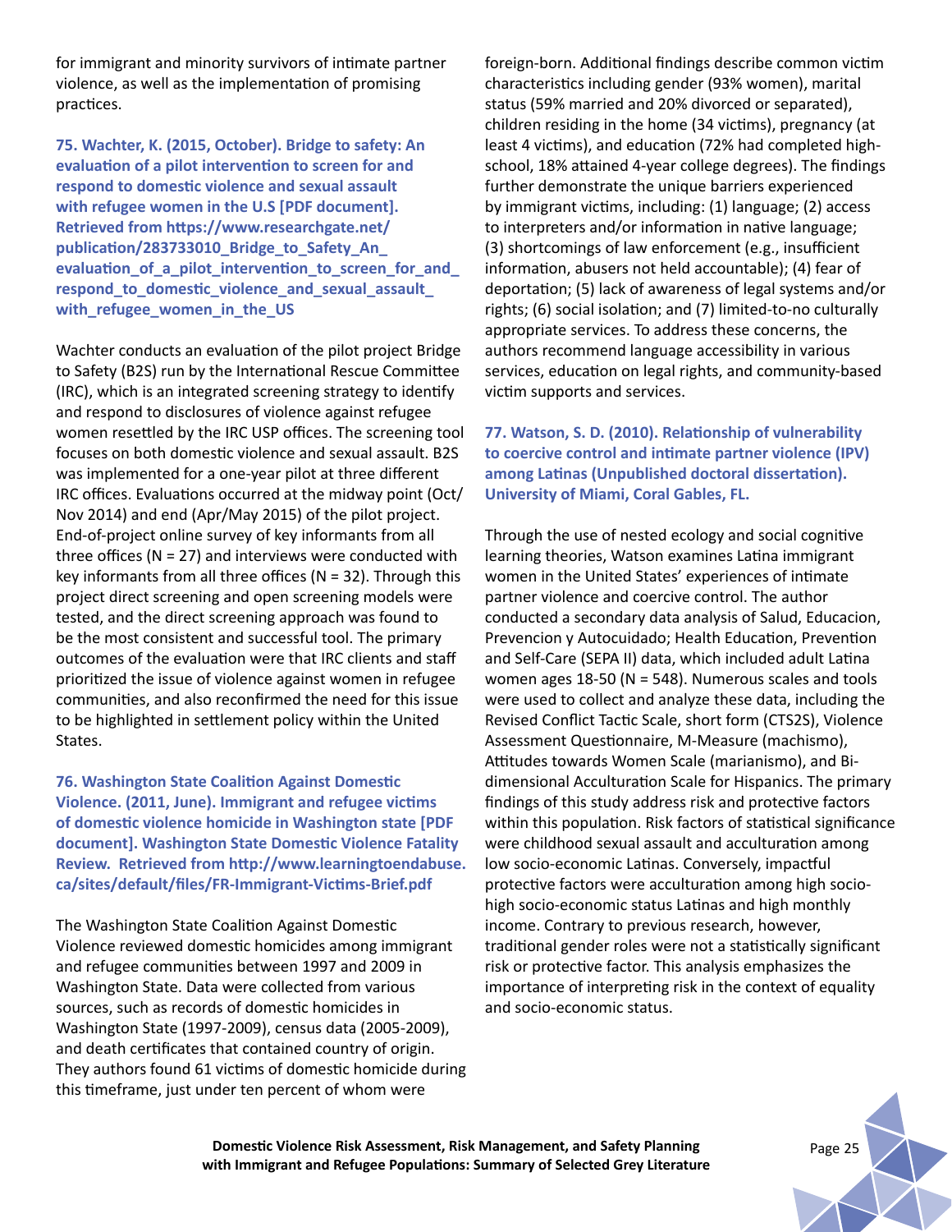for immigrant and minority survivors of intimate partner violence, as well as the implementation of promising practices.

**75. Wachter, K. (2015, October). Bridge to safety: An evaluation of a pilot intervention to screen for and respond to domestic violence and sexual assault with refugee women in the U.S [PDF document]. Retrieved from https://www.researchgate.net/publication/283733010_Bridge_to_Safety_An_evaluation_of_a_pilot_intervention_to_screen_for_and_respond_to_domestic_violence_and_sexual_assault_with_refugee_women_in_the_US**

Wachter conducts an evaluation of the pilot project Bridge to Safety (B2S) run by the International Rescue Committee (IRC), which is an integrated screening strategy to identify and respond to disclosures of violence against refugee women resettled by the IRC USP offices. The screening tool focuses on both domestic violence and sexual assault. B2S was implemented for a one-year pilot at three different IRC offices. Evaluations occurred at the midway point (Oct/Nov 2014) and end (Apr/May 2015) of the pilot project. End-of-project online survey of key informants from all three offices (N = 27) and interviews were conducted with key informants from all three offices (N = 32). Through this project direct screening and open screening models were tested, and the direct screening approach was found to be the most consistent and successful tool. The primary outcomes of the evaluation were that IRC clients and staff prioritized the issue of violence against women in refugee communities, and also reconfirmed the need for this issue to be highlighted in settlement policy within the United States.

**76. Washington State Coalition Against Domestic Violence. (2011, June). Immigrant and refugee victims of domestic violence homicide in Washington state [PDF document]. Washington State Domestic Violence Fatality Review. Retrieved from http://www.learningtoendabuse.ca/sites/default/files/FR-Immigrant-Victims-Brief.pdf**

The Washington State Coalition Against Domestic Violence reviewed domestic homicides among immigrant and refugee communities between 1997 and 2009 in Washington State. Data were collected from various sources, such as records of domestic homicides in Washington State (1997-2009), census data (2005-2009), and death certificates that contained country of origin. They authors found 61 victims of domestic homicide during this timeframe, just under ten percent of whom were foreign-born. Additional findings describe common victim characteristics including gender (93% women), marital status (59% married and 20% divorced or separated), children residing in the home (34 victims), pregnancy (at least 4 victims), and education (72% had completed high-school, 18% attained 4-year college degrees). The findings further demonstrate the unique barriers experienced by immigrant victims, including: (1) language; (2) access to interpreters and/or information in native language; (3) shortcomings of law enforcement (e.g., insufficient information, abusers not held accountable); (4) fear of deportation; (5) lack of awareness of legal systems and/or rights; (6) social isolation; and (7) limited-to-no culturally appropriate services. To address these concerns, the authors recommend language accessibility in various services, education on legal rights, and community-based victim supports and services.

**77. Watson, S. D. (2010). Relationship of vulnerability to coercive control and intimate partner violence (IPV) among Latinas (Unpublished doctoral dissertation). University of Miami, Coral Gables, FL.**

Through the use of nested ecology and social cognitive learning theories, Watson examines Latina immigrant women in the United States' experiences of intimate partner violence and coercive control. The author conducted a secondary data analysis of Salud, Educacion, Prevencion y Autocuidado; Health Education, Prevention and Self-Care (SEPA II) data, which included adult Latina women ages 18-50 (N = 548). Numerous scales and tools were used to collect and analyze these data, including the Revised Conflict Tactic Scale, short form (CTS2S), Violence Assessment Questionnaire, M-Measure (machismo), Attitudes towards Women Scale (marianismo), and Bi-dimensional Acculturation Scale for Hispanics. The primary findings of this study address risk and protective factors within this population. Risk factors of statistical significance were childhood sexual assault and acculturation among low socio-economic Latinas. Conversely, impactful protective factors were acculturation among high socio-high socio-economic status Latinas and high monthly income. Contrary to previous research, however, traditional gender roles were not a statistically significant risk or protective factor. This analysis emphasizes the importance of interpreting risk in the context of equality and socio-economic status.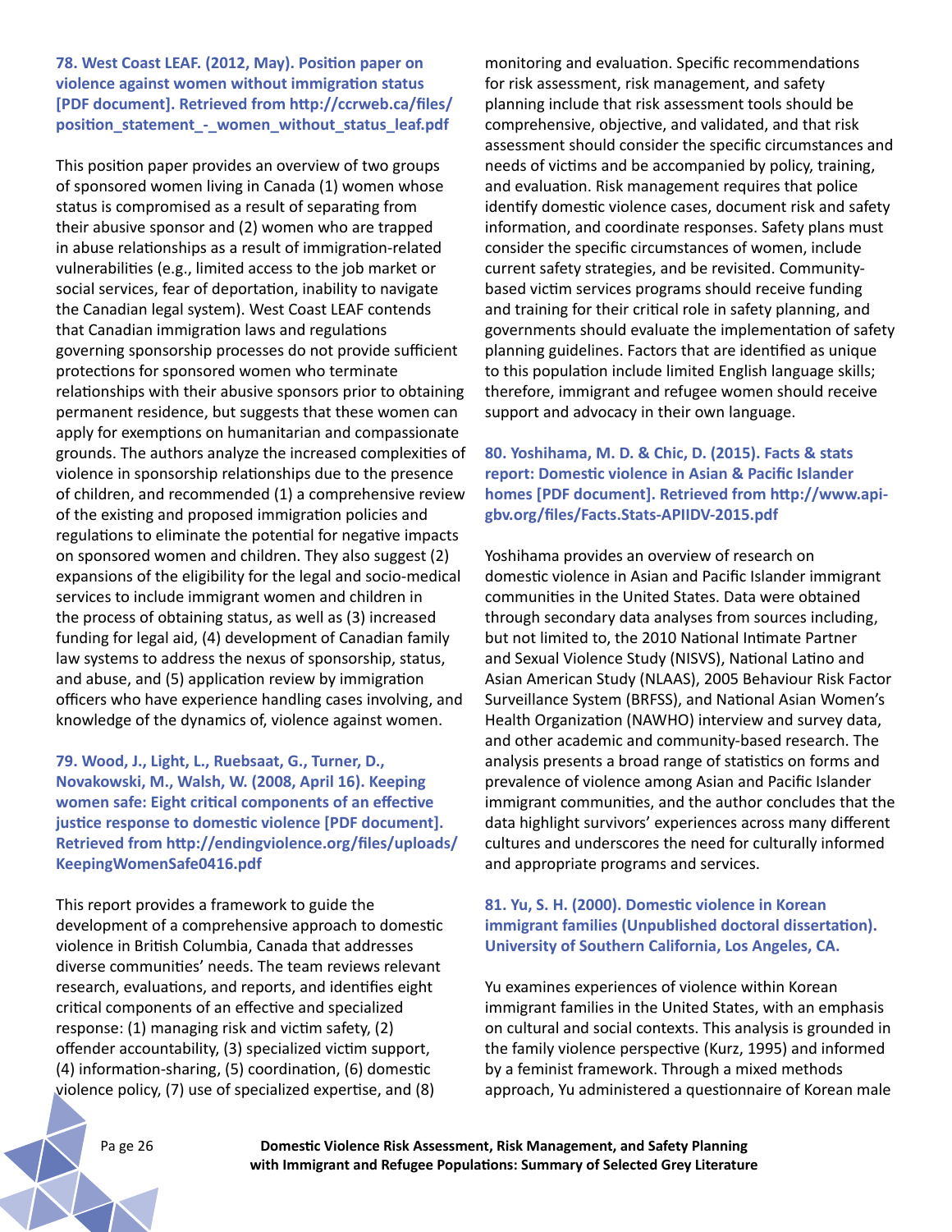**78. West Coast LEAF. (2012, May). Position paper on violence against women without immigration status [PDF document]. Retrieved from http://ccrweb.ca/files/position_statement_-_women_without_status_leaf.pdf**

This position paper provides an overview of two groups of sponsored women living in Canada (1) women whose status is compromised as a result of separating from their abusive sponsor and (2) women who are trapped in abuse relationships as a result of immigration-related vulnerabilities (e.g., limited access to the job market or social services, fear of deportation, inability to navigate the Canadian legal system). West Coast LEAF contends that Canadian immigration laws and regulations governing sponsorship processes do not provide sufficient protections for sponsored women who terminate relationships with their abusive sponsors prior to obtaining permanent residence, but suggests that these women can apply for exemptions on humanitarian and compassionate grounds. The authors analyze the increased complexities of violence in sponsorship relationships due to the presence of children, and recommended (1) a comprehensive review of the existing and proposed immigration policies and regulations to eliminate the potential for negative impacts on sponsored women and children. They also suggest (2) expansions of the eligibility for the legal and socio-medical services to include immigrant women and children in the process of obtaining status, as well as (3) increased funding for legal aid, (4) development of Canadian family law systems to address the nexus of sponsorship, status, and abuse, and (5) application review by immigration officers who have experience handling cases involving, and knowledge of the dynamics of, violence against women.

**79. Wood, J., Light, L., Ruebsaat, G., Turner, D., Novakowski, M., Walsh, W. (2008, April 16). Keeping women safe: Eight critical components of an effective justice response to domestic violence [PDF document]. Retrieved from http://endingviolence.org/files/uploads/KeepingWomenSafe0416.pdf**

This report provides a framework to guide the development of a comprehensive approach to domestic violence in British Columbia, Canada that addresses diverse communities' needs. The team reviews relevant research, evaluations, and reports, and identifies eight critical components of an effective and specialized response: (1) managing risk and victim safety, (2) offender accountability, (3) specialized victim support, (4) information-sharing, (5) coordination, (6) domestic violence policy, (7) use of specialized expertise, and (8) monitoring and evaluation. Specific recommendations for risk assessment, risk management, and safety planning include that risk assessment tools should be comprehensive, objective, and validated, and that risk assessment should consider the specific circumstances and needs of victims and be accompanied by policy, training, and evaluation. Risk management requires that police identify domestic violence cases, document risk and safety information, and coordinate responses. Safety plans must consider the specific circumstances of women, include current safety strategies, and be revisited. Community-based victim services programs should receive funding and training for their critical role in safety planning, and governments should evaluate the implementation of safety planning guidelines. Factors that are identified as unique to this population include limited English language skills; therefore, immigrant and refugee women should receive support and advocacy in their own language.

**80. Yoshihama, M. D. & Chic, D. (2015). Facts & stats report: Domestic violence in Asian & Pacific Islander homes [PDF document]. Retrieved from http://www.api-gbv.org/files/Facts.Stats-APIIDV-2015.pdf**

Yoshihama provides an overview of research on domestic violence in Asian and Pacific Islander immigrant communities in the United States. Data were obtained through secondary data analyses from sources including, but not limited to, the 2010 National Intimate Partner and Sexual Violence Study (NISVS), National Latino and Asian American Study (NLAAS), 2005 Behaviour Risk Factor Surveillance System (BRFSS), and National Asian Women's Health Organization (NAWHO) interview and survey data, and other academic and community-based research. The analysis presents a broad range of statistics on forms and prevalence of violence among Asian and Pacific Islander immigrant communities, and the author concludes that the data highlight survivors' experiences across many different cultures and underscores the need for culturally informed and appropriate programs and services.

**81. Yu, S. H. (2000). Domestic violence in Korean immigrant families (Unpublished doctoral dissertation). University of Southern California, Los Angeles, CA.**

Yu examines experiences of violence within Korean immigrant families in the United States, with an emphasis on cultural and social contexts. This analysis is grounded in the family violence perspective (Kurz, 1995) and informed by a feminist framework. Through a mixed methods approach, Yu administered a questionnaire of Korean male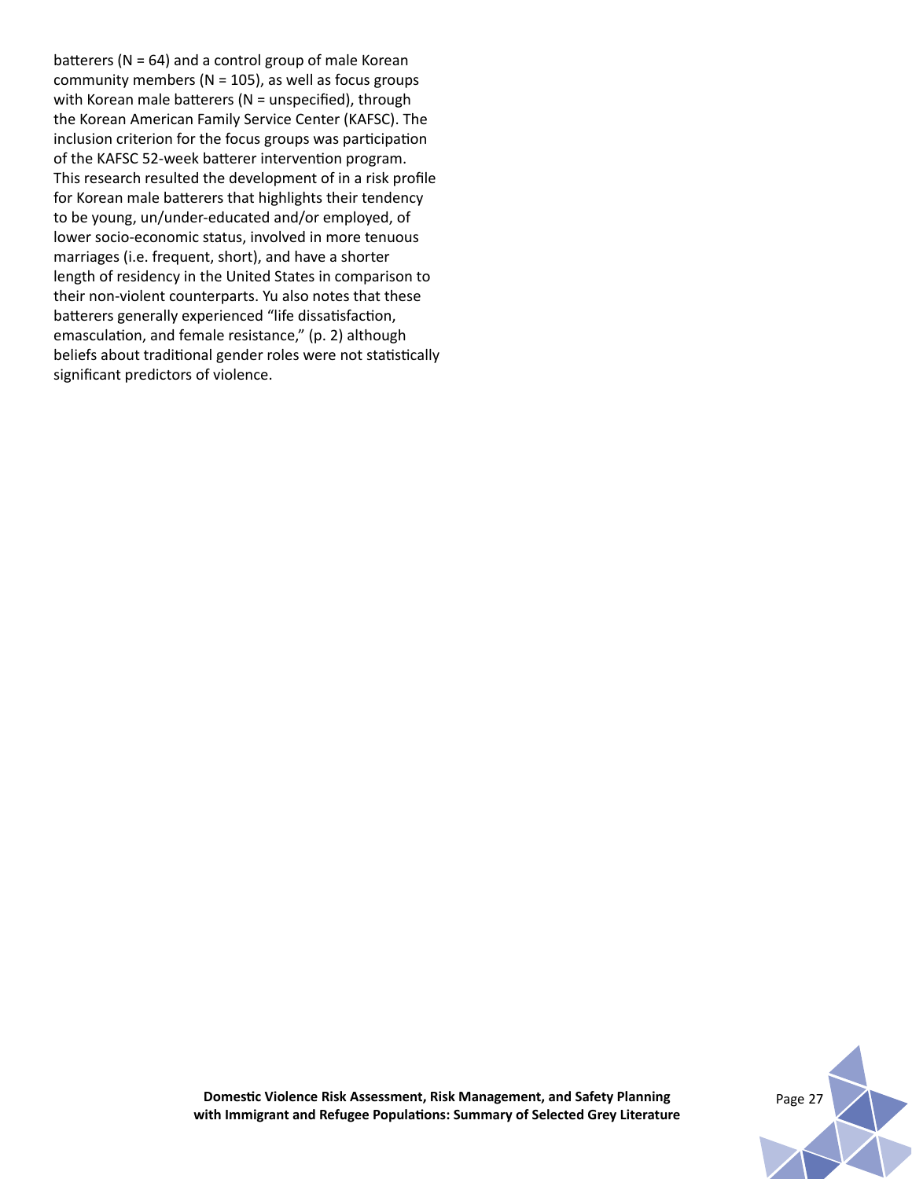batterers (N = 64) and a control group of male Korean community members (N = 105), as well as focus groups with Korean male batterers (N = unspecified), through the Korean American Family Service Center (KAFSC). The inclusion criterion for the focus groups was participation of the KAFSC 52-week batterer intervention program. This research resulted the development of in a risk profile for Korean male batterers that highlights their tendency to be young, un/under-educated and/or employed, of lower socio-economic status, involved in more tenuous marriages (i.e. frequent, short), and have a shorter length of residency in the United States in comparison to their non-violent counterparts. Yu also notes that these batterers generally experienced "life dissatisfaction, emasculation, and female resistance," (p. 2) although beliefs about traditional gender roles were not statistically significant predictors of violence.